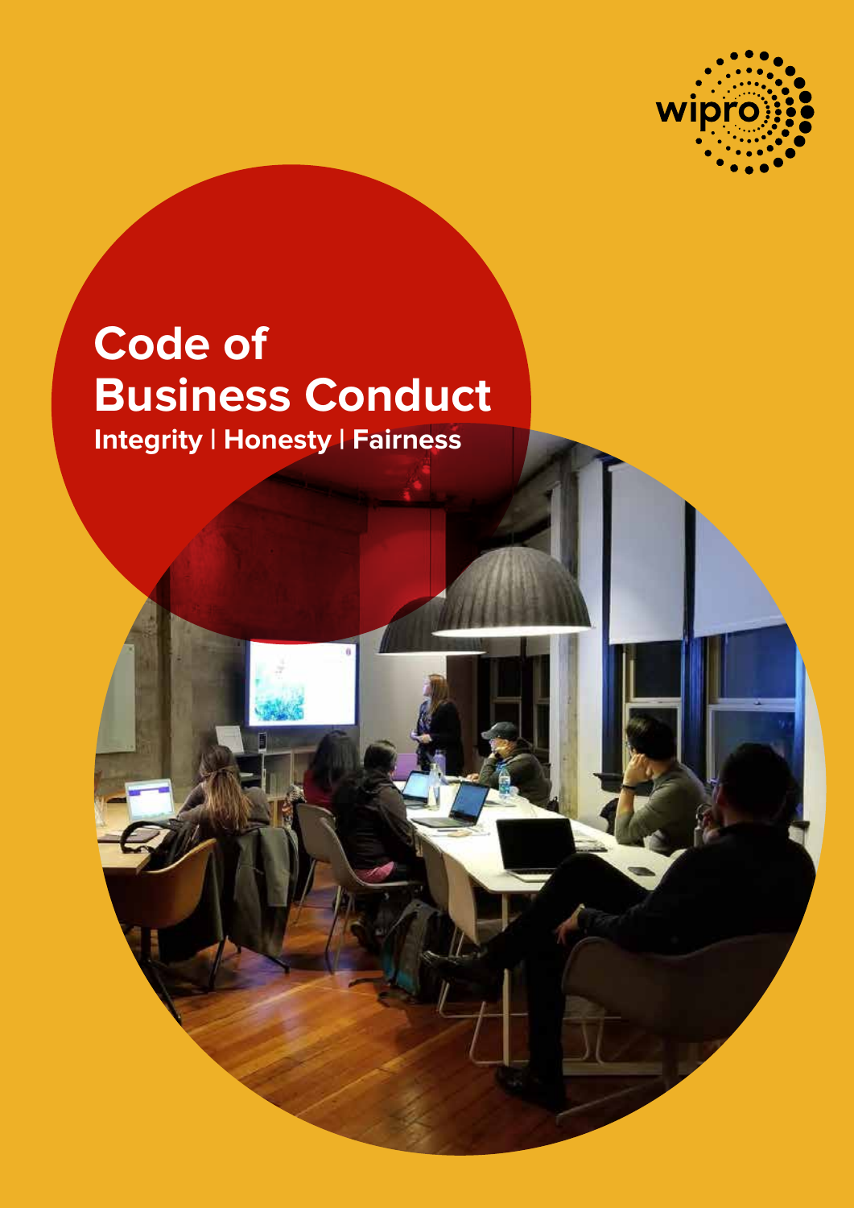wipro

# Code of Business Conduct

**Integrity | Honesty | Fairness**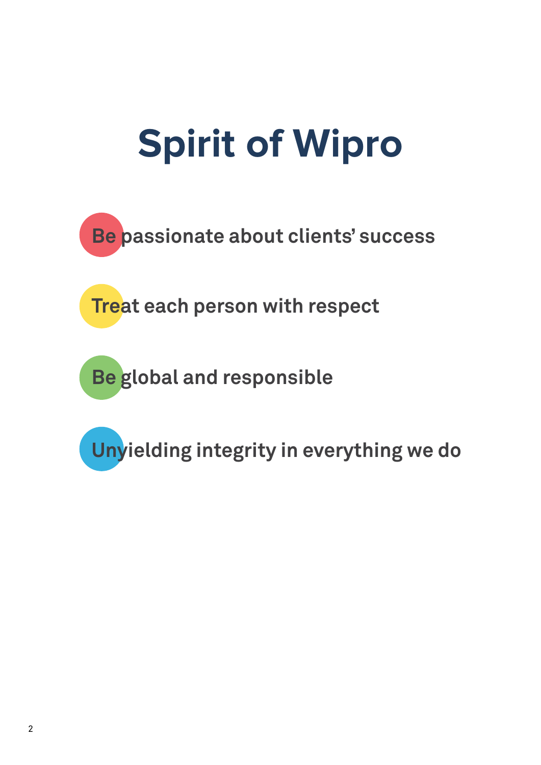# Spirit of Wipro

- Be passionate about clients' success
- Treat each person with respect
- Be global and responsible
- Unyielding integrity in everything we do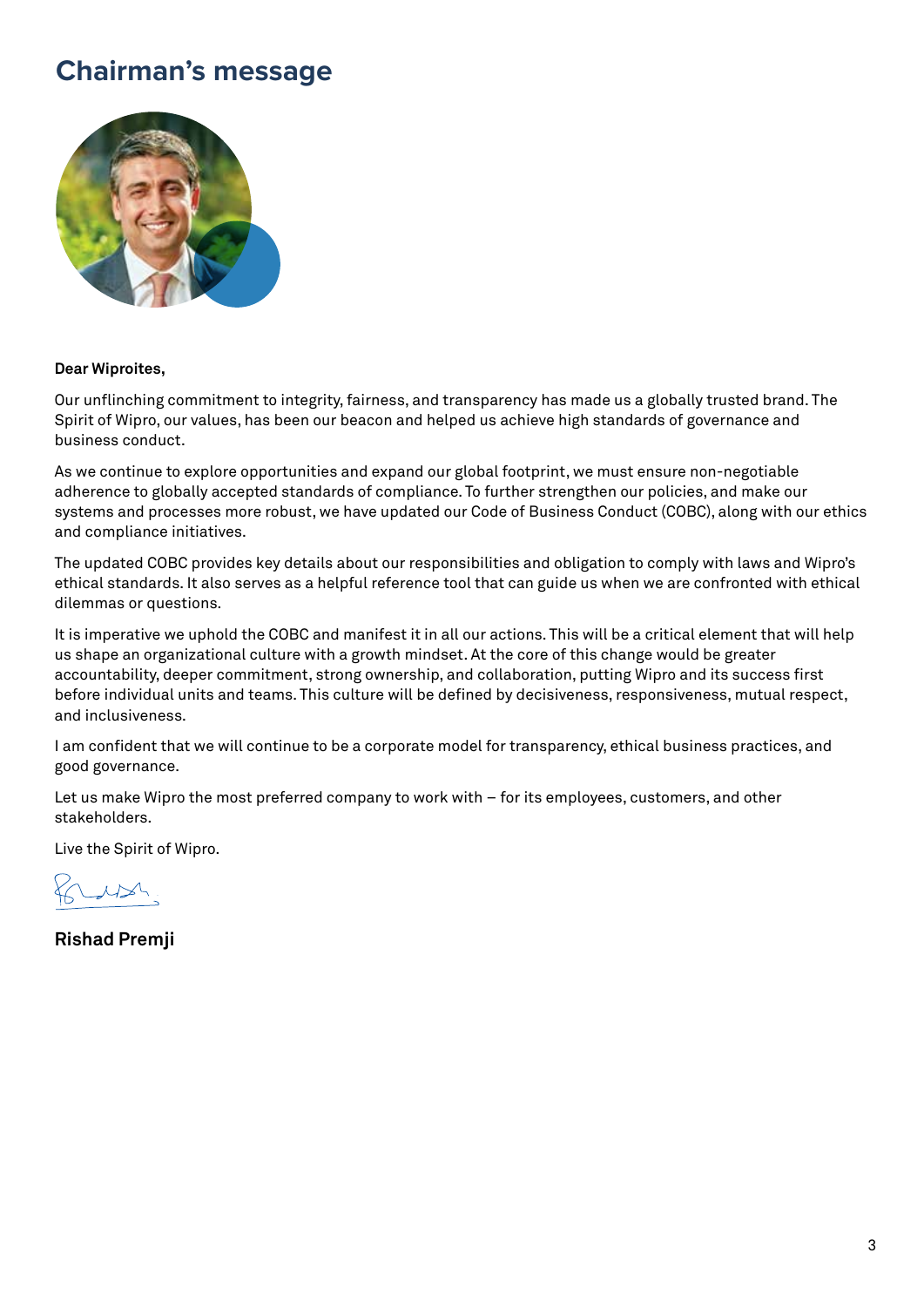# Chairman's message

**Dear Wiproites,**

Our unflinching commitment to integrity, fairness, and transparency has made us a globally trusted brand. The Spirit of Wipro, our values, has been our beacon and helped us achieve high standards of governance and business conduct.

As we continue to explore opportunities and expand our global footprint, we must ensure non-negotiable adherence to globally accepted standards of compliance. To further strengthen our policies, and make our systems and processes more robust, we have updated our Code of Business Conduct (COBC), along with our ethics and compliance initiatives.

The updated COBC provides key details about our responsibilities and obligation to comply with laws and Wipro's ethical standards. It also serves as a helpful reference tool that can guide us when we are confronted with ethical dilemmas or questions.

It is imperative we uphold the COBC and manifest it in all our actions. This will be a critical element that will help us shape an organizational culture with a growth mindset. At the core of this change would be greater accountability, deeper commitment, strong ownership, and collaboration, putting Wipro and its success first before individual units and teams. This culture will be defined by decisiveness, responsiveness, mutual respect, and inclusiveness.

I am confident that we will continue to be a corporate model for transparency, ethical business practices, and good governance.

Let us make Wipro the most preferred company to work with – for its employees, customers, and other stakeholders.

Live the Spirit of Wipro.

**Rishad Premji**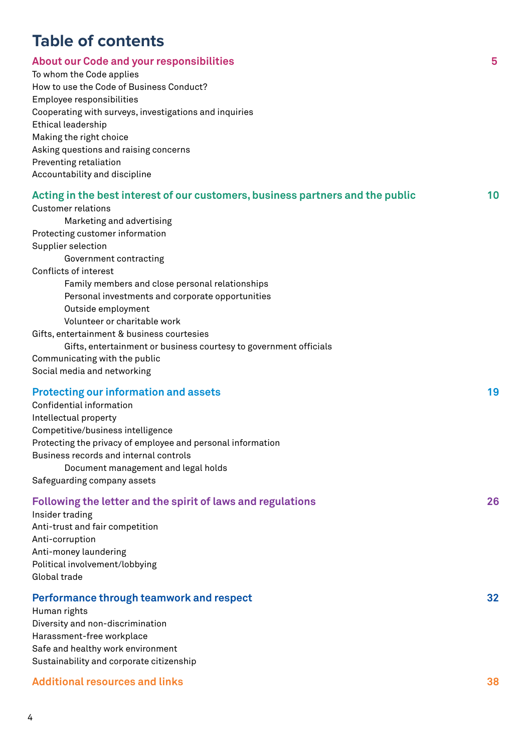# Table of contents

## About our Code and your responsibilities — 5

- To whom the Code applies
- How to use the Code of Business Conduct?
- Employee responsibilities
- Cooperating with surveys, investigations and inquiries
- Ethical leadership
- Making the right choice
- Asking questions and raising concerns
- Preventing retaliation
- Accountability and discipline

## Acting in the best interest of our customers, business partners and the public — 10

- Customer relations
  - Marketing and advertising
- Protecting customer information
- Supplier selection
  - Government contracting
- Conflicts of interest
  - Family members and close personal relationships
  - Personal investments and corporate opportunities
  - Outside employment
  - Volunteer or charitable work
- Gifts, entertainment & business courtesies
  - Gifts, entertainment or business courtesy to government officials
- Communicating with the public
- Social media and networking

## Protecting our information and assets — 19

- Confidential information
- Intellectual property
- Competitive/business intelligence
- Protecting the privacy of employee and personal information
- Business records and internal controls
  - Document management and legal holds
- Safeguarding company assets

## Following the letter and the spirit of laws and regulations — 26

- Insider trading
- Anti-trust and fair competition
- Anti-corruption
- Anti-money laundering
- Political involvement/lobbying
- Global trade

## Performance through teamwork and respect — 32

- Human rights
- Diversity and non-discrimination
- Harassment-free workplace
- Safe and healthy work environment
- Sustainability and corporate citizenship

## Additional resources and links — 38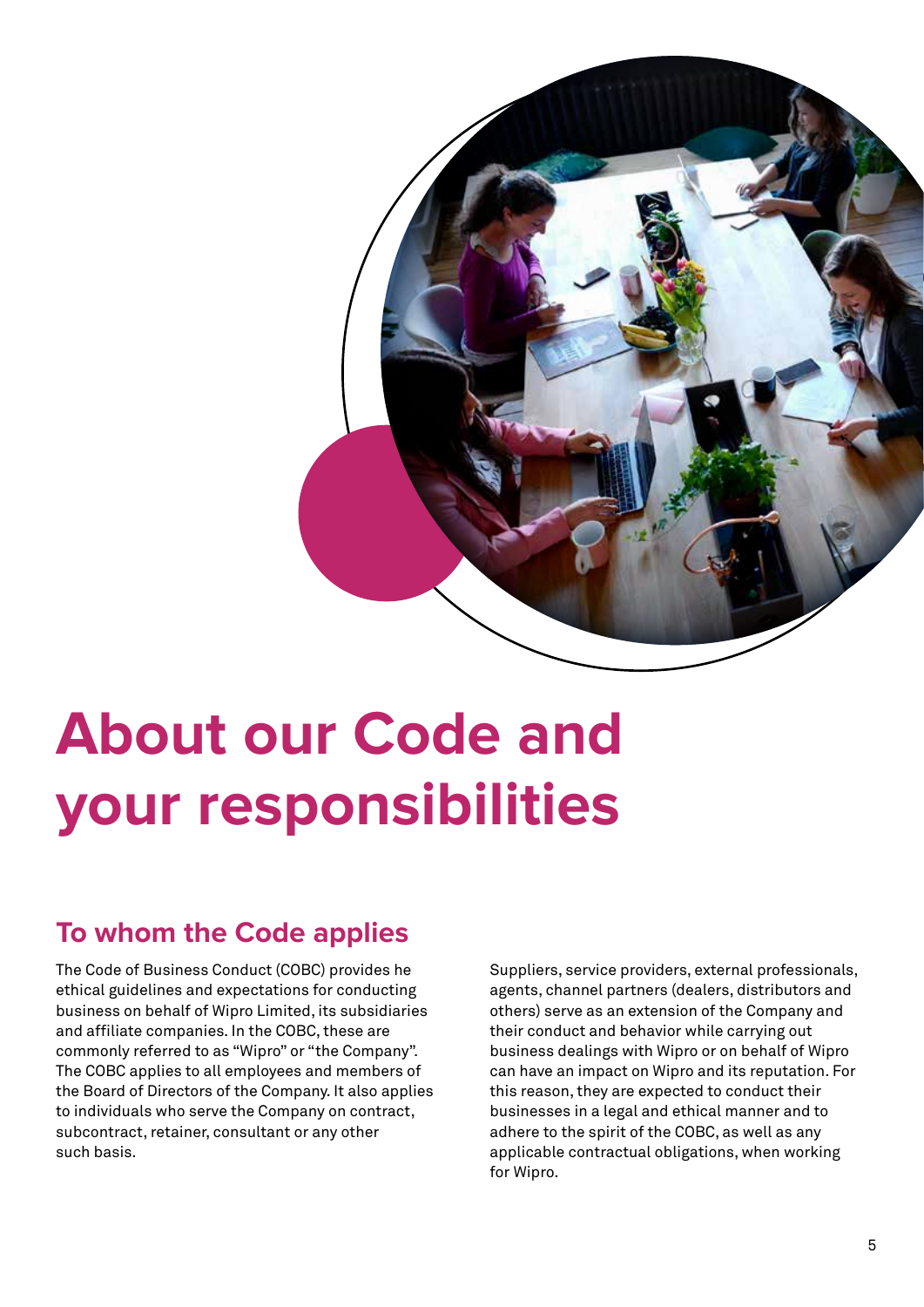# About our Code and your responsibilities

## To whom the Code applies

The Code of Business Conduct (COBC) provides he ethical guidelines and expectations for conducting business on behalf of Wipro Limited, its subsidiaries and affiliate companies. In the COBC, these are commonly referred to as "Wipro" or "the Company". The COBC applies to all employees and members of the Board of Directors of the Company. It also applies to individuals who serve the Company on contract, subcontract, retainer, consultant or any other such basis.

Suppliers, service providers, external professionals, agents, channel partners (dealers, distributors and others) serve as an extension of the Company and their conduct and behavior while carrying out business dealings with Wipro or on behalf of Wipro can have an impact on Wipro and its reputation. For this reason, they are expected to conduct their businesses in a legal and ethical manner and to adhere to the spirit of the COBC, as well as any applicable contractual obligations, when working for Wipro.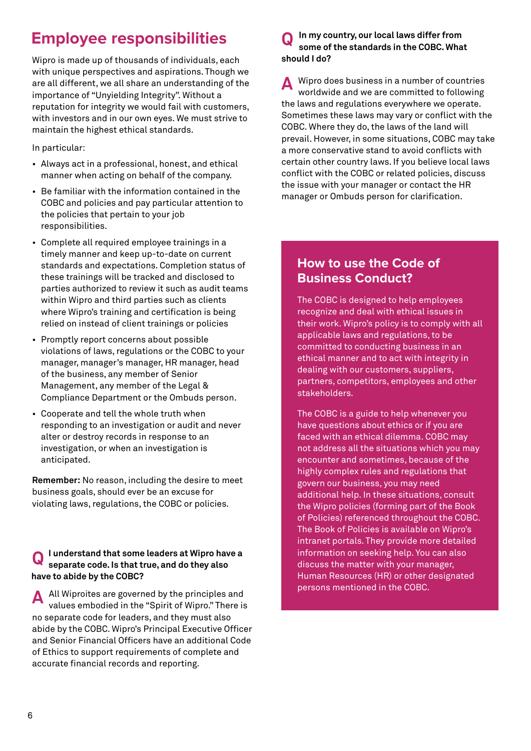# Employee responsibilities

Wipro is made up of thousands of individuals, each with unique perspectives and aspirations. Though we are all different, we all share an understanding of the importance of "Unyielding Integrity". Without a reputation for integrity we would fail with customers, with investors and in our own eyes. We must strive to maintain the highest ethical standards.

In particular:

- Always act in a professional, honest, and ethical manner when acting on behalf of the company.
- Be familiar with the information contained in the COBC and policies and pay particular attention to the policies that pertain to your job responsibilities.
- Complete all required employee trainings in a timely manner and keep up-to-date on current standards and expectations. Completion status of these trainings will be tracked and disclosed to parties authorized to review it such as audit teams within Wipro and third parties such as clients where Wipro's training and certification is being relied on instead of client trainings or policies
- Promptly report concerns about possible violations of laws, regulations or the COBC to your manager, manager's manager, HR manager, head of the business, any member of Senior Management, any member of the Legal & Compliance Department or the Ombuds person.
- Cooperate and tell the whole truth when responding to an investigation or audit and never alter or destroy records in response to an investigation, or when an investigation is anticipated.

**Remember:** No reason, including the desire to meet business goals, should ever be an excuse for violating laws, regulations, the COBC or policies.

**Q I understand that some leaders at Wipro have a separate code. Is that true, and do they also have to abide by the COBC?**

**A** All Wiproites are governed by the principles and values embodied in the "Spirit of Wipro." There is no separate code for leaders, and they must also abide by the COBC. Wipro's Principal Executive Officer and Senior Financial Officers have an additional Code of Ethics to support requirements of complete and accurate financial records and reporting.

**Q In my country, our local laws differ from some of the standards in the COBC. What should I do?**

**A** Wipro does business in a number of countries worldwide and we are committed to following the laws and regulations everywhere we operate. Sometimes these laws may vary or conflict with the COBC. Where they do, the laws of the land will prevail. However, in some situations, COBC may take a more conservative stand to avoid conflicts with certain other country laws. If you believe local laws conflict with the COBC or related policies, discuss the issue with your manager or contact the HR manager or Ombuds person for clarification.

## How to use the Code of Business Conduct?

The COBC is designed to help employees recognize and deal with ethical issues in their work. Wipro's policy is to comply with all applicable laws and regulations, to be committed to conducting business in an ethical manner and to act with integrity in dealing with our customers, suppliers, partners, competitors, employees and other stakeholders.

The COBC is a guide to help whenever you have questions about ethics or if you are faced with an ethical dilemma. COBC may not address all the situations which you may encounter and sometimes, because of the highly complex rules and regulations that govern our business, you may need additional help. In these situations, consult the Wipro policies (forming part of the Book of Policies) referenced throughout the COBC. The Book of Policies is available on Wipro's intranet portals. They provide more detailed information on seeking help. You can also discuss the matter with your manager, Human Resources (HR) or other designated persons mentioned in the COBC.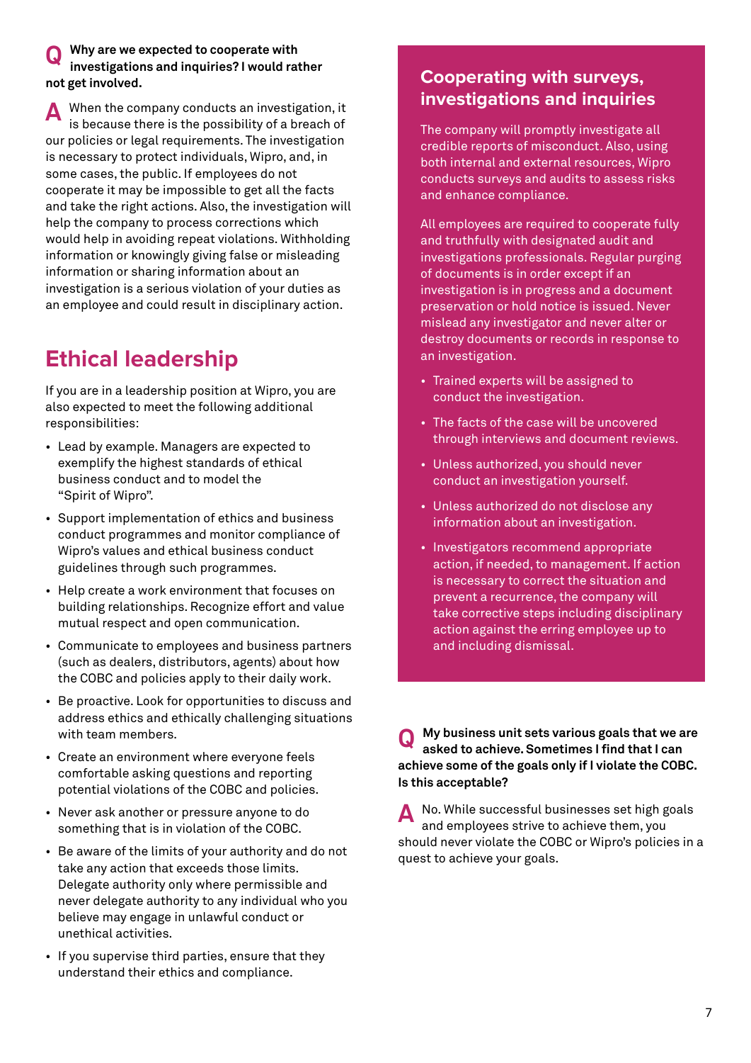**Q Why are we expected to cooperate with investigations and inquiries? I would rather not get involved.**

**A** When the company conducts an investigation, it is because there is the possibility of a breach of our policies or legal requirements. The investigation is necessary to protect individuals, Wipro, and, in some cases, the public. If employees do not cooperate it may be impossible to get all the facts and take the right actions. Also, the investigation will help the company to process corrections which would help in avoiding repeat violations. Withholding information or knowingly giving false or misleading information or sharing information about an investigation is a serious violation of your duties as an employee and could result in disciplinary action.

## Ethical leadership

If you are in a leadership position at Wipro, you are also expected to meet the following additional responsibilities:

- Lead by example. Managers are expected to exemplify the highest standards of ethical business conduct and to model the "Spirit of Wipro".
- Support implementation of ethics and business conduct programmes and monitor compliance of Wipro's values and ethical business conduct guidelines through such programmes.
- Help create a work environment that focuses on building relationships. Recognize effort and value mutual respect and open communication.
- Communicate to employees and business partners (such as dealers, distributors, agents) about how the COBC and policies apply to their daily work.
- Be proactive. Look for opportunities to discuss and address ethics and ethically challenging situations with team members.
- Create an environment where everyone feels comfortable asking questions and reporting potential violations of the COBC and policies.
- Never ask another or pressure anyone to do something that is in violation of the COBC.
- Be aware of the limits of your authority and do not take any action that exceeds those limits. Delegate authority only where permissible and never delegate authority to any individual who you believe may engage in unlawful conduct or unethical activities.
- If you supervise third parties, ensure that they understand their ethics and compliance.

## Cooperating with surveys, investigations and inquiries

The company will promptly investigate all credible reports of misconduct. Also, using both internal and external resources, Wipro conducts surveys and audits to assess risks and enhance compliance.

All employees are required to cooperate fully and truthfully with designated audit and investigations professionals. Regular purging of documents is in order except if an investigation is in progress and a document preservation or hold notice is issued. Never mislead any investigator and never alter or destroy documents or records in response to an investigation.

- Trained experts will be assigned to conduct the investigation.
- The facts of the case will be uncovered through interviews and document reviews.
- Unless authorized, you should never conduct an investigation yourself.
- Unless authorized do not disclose any information about an investigation.
- Investigators recommend appropriate action, if needed, to management. If action is necessary to correct the situation and prevent a recurrence, the company will take corrective steps including disciplinary action against the erring employee up to and including dismissal.

**Q My business unit sets various goals that we are asked to achieve. Sometimes I find that I can achieve some of the goals only if I violate the COBC. Is this acceptable?**

**A** No. While successful businesses set high goals and employees strive to achieve them, you should never violate the COBC or Wipro's policies in a quest to achieve your goals.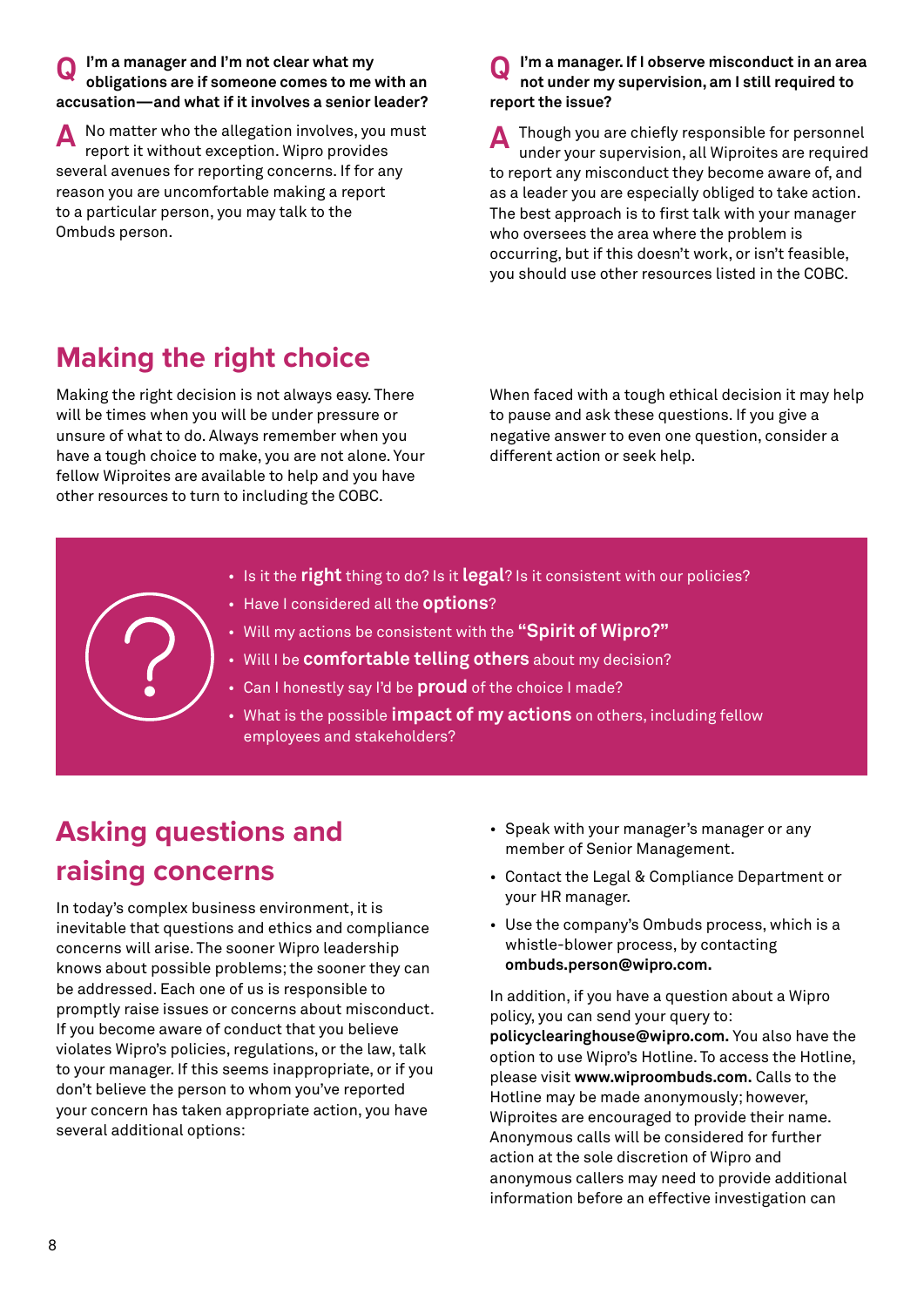**Q I'm a manager and I'm not clear what my obligations are if someone comes to me with an accusation—and what if it involves a senior leader?**

**A** No matter who the allegation involves, you must report it without exception. Wipro provides several avenues for reporting concerns. If for any reason you are uncomfortable making a report to a particular person, you may talk to the Ombuds person.

**Q I'm a manager. If I observe misconduct in an area not under my supervision, am I still required to report the issue?**

**A** Though you are chiefly responsible for personnel under your supervision, all Wiproites are required to report any misconduct they become aware of, and as a leader you are especially obliged to take action. The best approach is to first talk with your manager who oversees the area where the problem is occurring, but if this doesn't work, or isn't feasible, you should use other resources listed in the COBC.

## Making the right choice

Making the right decision is not always easy. There will be times when you will be under pressure or unsure of what to do. Always remember when you have a tough choice to make, you are not alone. Your fellow Wiproites are available to help and you have other resources to turn to including the COBC.

When faced with a tough ethical decision it may help to pause and ask these questions. If you give a negative answer to even one question, consider a different action or seek help.

- Is it the **right** thing to do? Is it **legal**? Is it consistent with our policies?
- Have I considered all the **options**?
- Will my actions be consistent with the **"Spirit of Wipro?"**
- Will I be **comfortable telling others** about my decision?
- Can I honestly say I'd be **proud** of the choice I made?
- What is the possible **impact of my actions** on others, including fellow employees and stakeholders?

## Asking questions and raising concerns

In today's complex business environment, it is inevitable that questions and ethics and compliance concerns will arise. The sooner Wipro leadership knows about possible problems; the sooner they can be addressed. Each one of us is responsible to promptly raise issues or concerns about misconduct. If you become aware of conduct that you believe violates Wipro's policies, regulations, or the law, talk to your manager. If this seems inappropriate, or if you don't believe the person to whom you've reported your concern has taken appropriate action, you have several additional options:

- Speak with your manager's manager or any member of Senior Management.
- Contact the Legal & Compliance Department or your HR manager.
- Use the company's Ombuds process, which is a whistle-blower process, by contacting **ombuds.person@wipro.com.**

In addition, if you have a question about a Wipro policy, you can send your query to: **policyclearinghouse@wipro.com.** You also have the option to use Wipro's Hotline. To access the Hotline, please visit **www.wiproombuds.com.** Calls to the Hotline may be made anonymously; however, Wiproites are encouraged to provide their name. Anonymous calls will be considered for further action at the sole discretion of Wipro and anonymous callers may need to provide additional information before an effective investigation can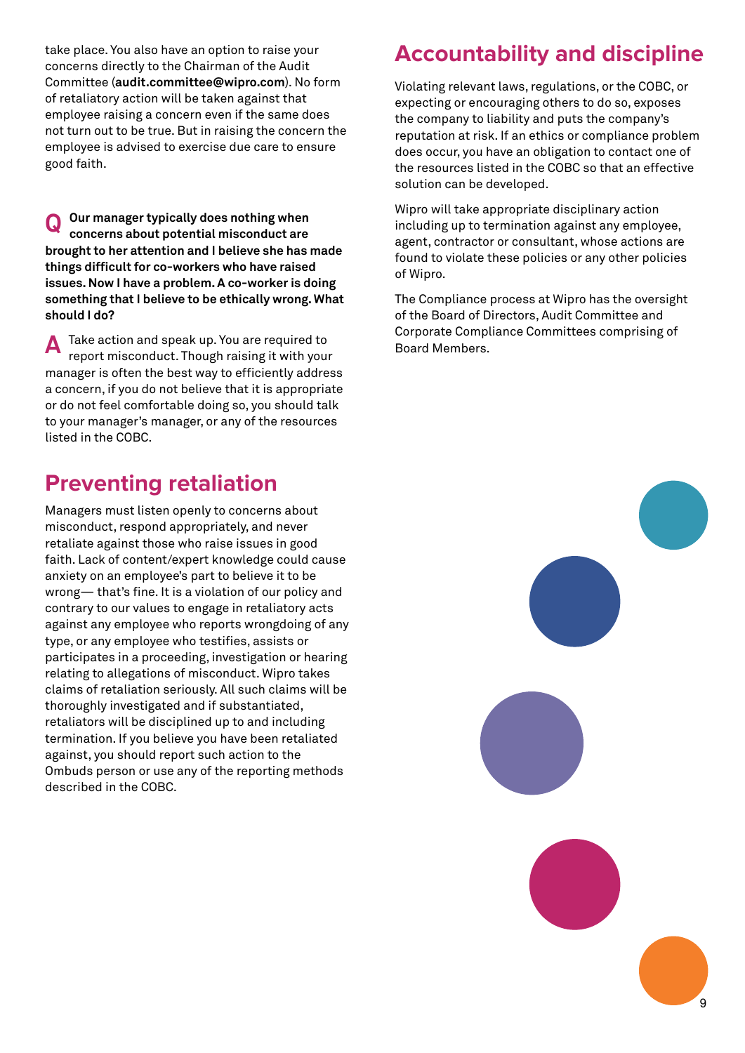take place. You also have an option to raise your concerns directly to the Chairman of the Audit Committee (**audit.committee@wipro.com**). No form of retaliatory action will be taken against that employee raising a concern even if the same does not turn out to be true. But in raising the concern the employee is advised to exercise due care to ensure good faith.

**Q Our manager typically does nothing when concerns about potential misconduct are brought to her attention and I believe she has made things difficult for co-workers who have raised issues. Now I have a problem. A co-worker is doing something that I believe to be ethically wrong. What should I do?**

**A** Take action and speak up. You are required to report misconduct. Though raising it with your manager is often the best way to efficiently address a concern, if you do not believe that it is appropriate or do not feel comfortable doing so, you should talk to your manager's manager, or any of the resources listed in the COBC.

## Preventing retaliation

Managers must listen openly to concerns about misconduct, respond appropriately, and never retaliate against those who raise issues in good faith. Lack of content/expert knowledge could cause anxiety on an employee's part to believe it to be wrong— that's fine. It is a violation of our policy and contrary to our values to engage in retaliatory acts against any employee who reports wrongdoing of any type, or any employee who testifies, assists or participates in a proceeding, investigation or hearing relating to allegations of misconduct. Wipro takes claims of retaliation seriously. All such claims will be thoroughly investigated and if substantiated, retaliators will be disciplined up to and including termination. If you believe you have been retaliated against, you should report such action to the Ombuds person or use any of the reporting methods described in the COBC.

## Accountability and discipline

Violating relevant laws, regulations, or the COBC, or expecting or encouraging others to do so, exposes the company to liability and puts the company's reputation at risk. If an ethics or compliance problem does occur, you have an obligation to contact one of the resources listed in the COBC so that an effective solution can be developed.

Wipro will take appropriate disciplinary action including up to termination against any employee, agent, contractor or consultant, whose actions are found to violate these policies or any other policies of Wipro.

The Compliance process at Wipro has the oversight of the Board of Directors, Audit Committee and Corporate Compliance Committees comprising of Board Members.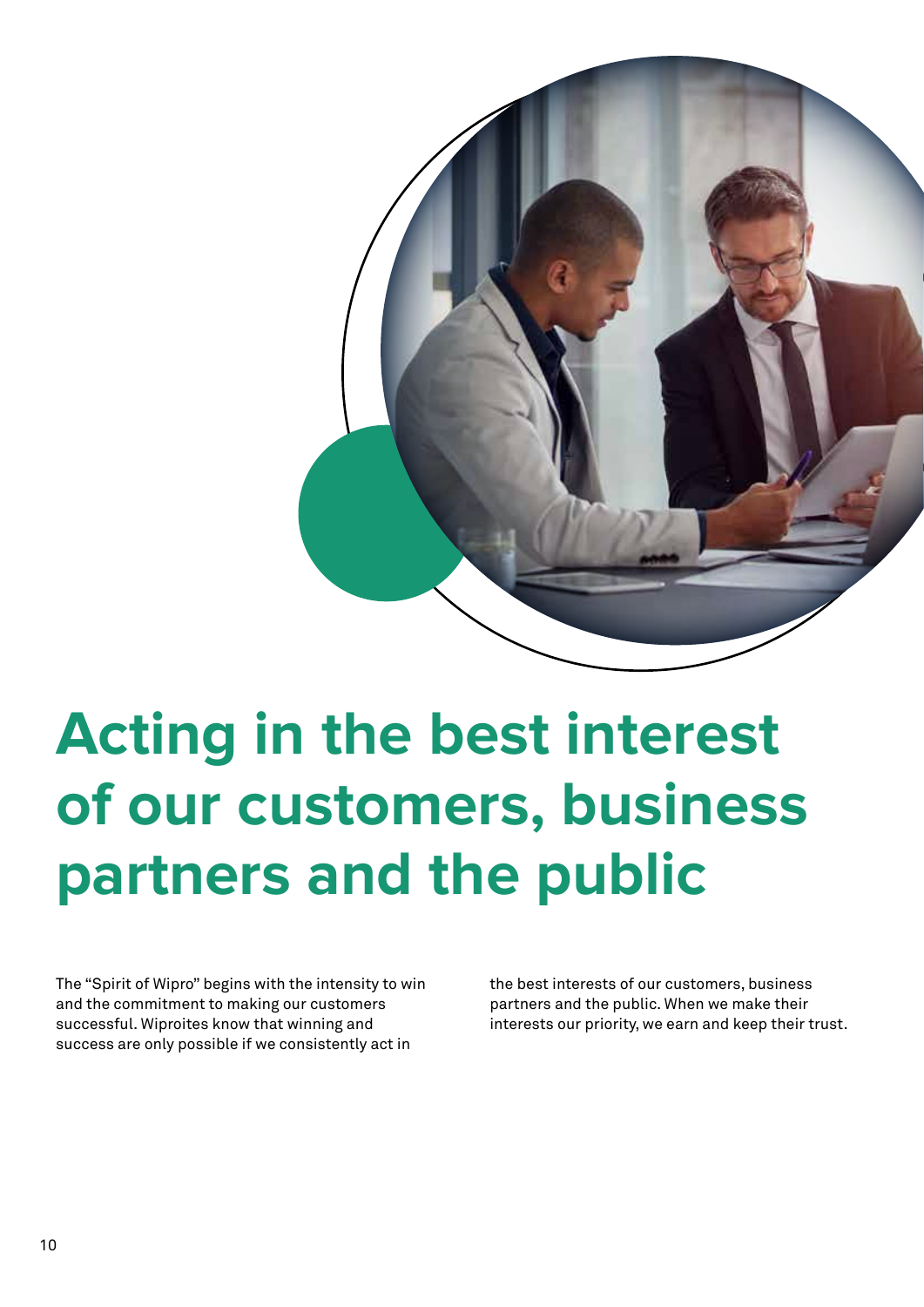# Acting in the best interest of our customers, business partners and the public

The "Spirit of Wipro" begins with the intensity to win and the commitment to making our customers successful. Wiproites know that winning and success are only possible if we consistently act in the best interests of our customers, business partners and the public. When we make their interests our priority, we earn and keep their trust.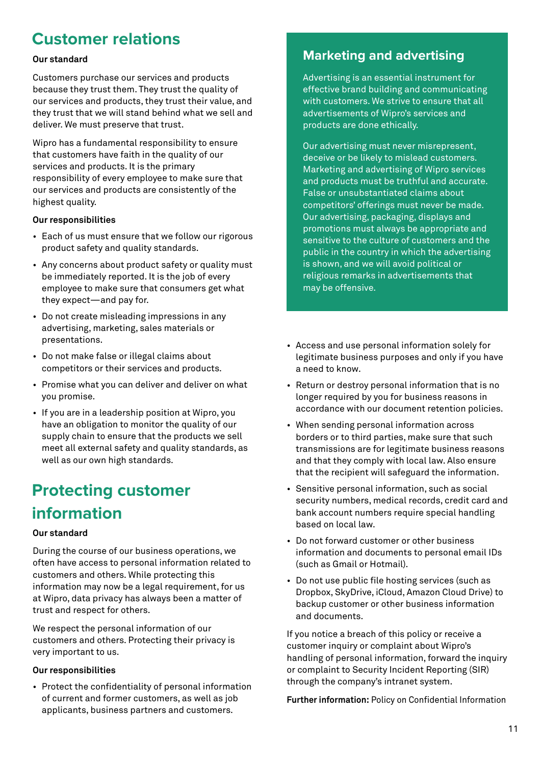## Customer relations

**Our standard**

Customers purchase our services and products because they trust them. They trust the quality of our services and products, they trust their value, and they trust that we will stand behind what we sell and deliver. We must preserve that trust.

Wipro has a fundamental responsibility to ensure that customers have faith in the quality of our services and products. It is the primary responsibility of every employee to make sure that our services and products are consistently of the highest quality.

**Our responsibilities**

- Each of us must ensure that we follow our rigorous product safety and quality standards.
- Any concerns about product safety or quality must be immediately reported. It is the job of every employee to make sure that consumers get what they expect—and pay for.
- Do not create misleading impressions in any advertising, marketing, sales materials or presentations.
- Do not make false or illegal claims about competitors or their services and products.
- Promise what you can deliver and deliver on what you promise.
- If you are in a leadership position at Wipro, you have an obligation to monitor the quality of our supply chain to ensure that the products we sell meet all external safety and quality standards, as well as our own high standards.

### Marketing and advertising

Advertising is an essential instrument for effective brand building and communicating with customers. We strive to ensure that all advertisements of Wipro's services and products are done ethically.

Our advertising must never misrepresent, deceive or be likely to mislead customers. Marketing and advertising of Wipro services and products must be truthful and accurate. False or unsubstantiated claims about competitors' offerings must never be made. Our advertising, packaging, displays and promotions must always be appropriate and sensitive to the culture of customers and the public in the country in which the advertising is shown, and we will avoid political or religious remarks in advertisements that may be offensive.

## Protecting customer information

**Our standard**

During the course of our business operations, we often have access to personal information related to customers and others. While protecting this information may now be a legal requirement, for us at Wipro, data privacy has always been a matter of trust and respect for others.

We respect the personal information of our customers and others. Protecting their privacy is very important to us.

**Our responsibilities**

- Protect the confidentiality of personal information of current and former customers, as well as job applicants, business partners and customers.
- Access and use personal information solely for legitimate business purposes and only if you have a need to know.
- Return or destroy personal information that is no longer required by you for business reasons in accordance with our document retention policies.
- When sending personal information across borders or to third parties, make sure that such transmissions are for legitimate business reasons and that they comply with local law. Also ensure that the recipient will safeguard the information.
- Sensitive personal information, such as social security numbers, medical records, credit card and bank account numbers require special handling based on local law.
- Do not forward customer or other business information and documents to personal email IDs (such as Gmail or Hotmail).
- Do not use public file hosting services (such as Dropbox, SkyDrive, iCloud, Amazon Cloud Drive) to backup customer or other business information and documents.

If you notice a breach of this policy or receive a customer inquiry or complaint about Wipro's handling of personal information, forward the inquiry or complaint to Security Incident Reporting (SIR) through the company's intranet system.

**Further information:** Policy on Confidential Information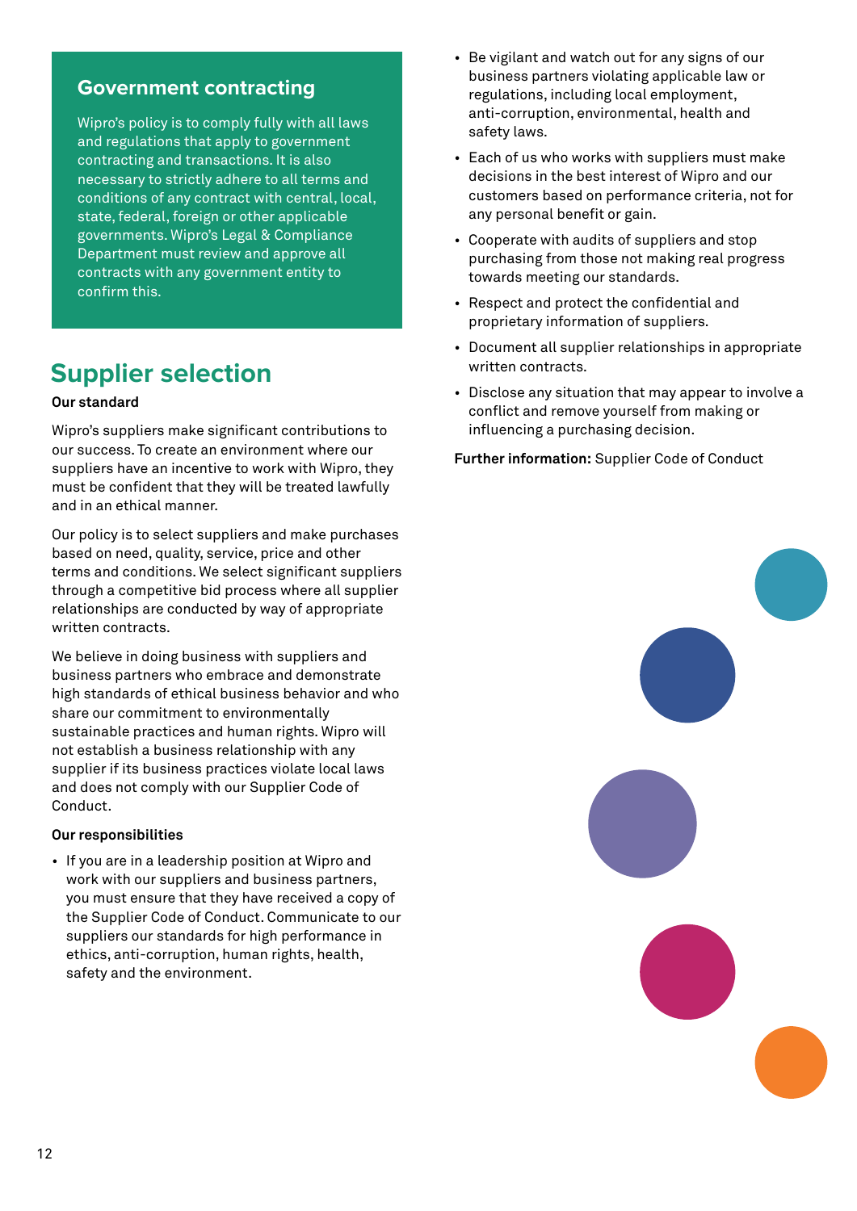## Government contracting

Wipro's policy is to comply fully with all laws and regulations that apply to government contracting and transactions. It is also necessary to strictly adhere to all terms and conditions of any contract with central, local, state, federal, foreign or other applicable governments. Wipro's Legal & Compliance Department must review and approve all contracts with any government entity to confirm this.

# Supplier selection

**Our standard**

Wipro's suppliers make significant contributions to our success. To create an environment where our suppliers have an incentive to work with Wipro, they must be confident that they will be treated lawfully and in an ethical manner.

Our policy is to select suppliers and make purchases based on need, quality, service, price and other terms and conditions. We select significant suppliers through a competitive bid process where all supplier relationships are conducted by way of appropriate written contracts.

We believe in doing business with suppliers and business partners who embrace and demonstrate high standards of ethical business behavior and who share our commitment to environmentally sustainable practices and human rights. Wipro will not establish a business relationship with any supplier if its business practices violate local laws and does not comply with our Supplier Code of Conduct.

**Our responsibilities**

- If you are in a leadership position at Wipro and work with our suppliers and business partners, you must ensure that they have received a copy of the Supplier Code of Conduct. Communicate to our suppliers our standards for high performance in ethics, anti-corruption, human rights, health, safety and the environment.
- Be vigilant and watch out for any signs of our business partners violating applicable law or regulations, including local employment, anti-corruption, environmental, health and safety laws.
- Each of us who works with suppliers must make decisions in the best interest of Wipro and our customers based on performance criteria, not for any personal benefit or gain.
- Cooperate with audits of suppliers and stop purchasing from those not making real progress towards meeting our standards.
- Respect and protect the confidential and proprietary information of suppliers.
- Document all supplier relationships in appropriate written contracts.
- Disclose any situation that may appear to involve a conflict and remove yourself from making or influencing a purchasing decision.

**Further information:** Supplier Code of Conduct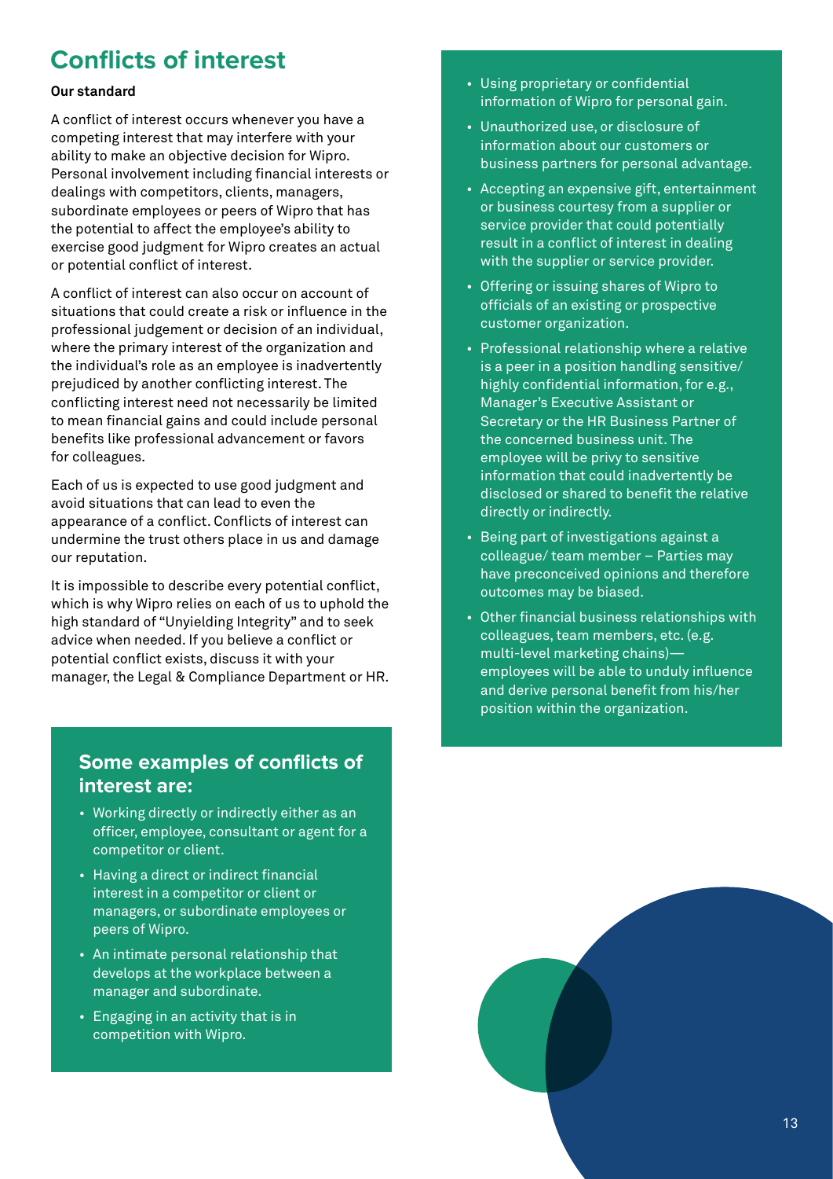# Conflicts of interest

**Our standard**

A conflict of interest occurs whenever you have a competing interest that may interfere with your ability to make an objective decision for Wipro. Personal involvement including financial interests or dealings with competitors, clients, managers, subordinate employees or peers of Wipro that has the potential to affect the employee's ability to exercise good judgment for Wipro creates an actual or potential conflict of interest.

A conflict of interest can also occur on account of situations that could create a risk or influence in the professional judgement or decision of an individual, where the primary interest of the organization and the individual's role as an employee is inadvertently prejudiced by another conflicting interest. The conflicting interest need not necessarily be limited to mean financial gains and could include personal benefits like professional advancement or favors for colleagues.

Each of us is expected to use good judgment and avoid situations that can lead to even the appearance of a conflict. Conflicts of interest can undermine the trust others place in us and damage our reputation.

It is impossible to describe every potential conflict, which is why Wipro relies on each of us to uphold the high standard of "Unyielding Integrity" and to seek advice when needed. If you believe a conflict or potential conflict exists, discuss it with your manager, the Legal & Compliance Department or HR.

## Some examples of conflicts of interest are:

- Working directly or indirectly either as an officer, employee, consultant or agent for a competitor or client.
- Having a direct or indirect financial interest in a competitor or client or managers, or subordinate employees or peers of Wipro.
- An intimate personal relationship that develops at the workplace between a manager and subordinate.
- Engaging in an activity that is in competition with Wipro.
- Using proprietary or confidential information of Wipro for personal gain.
- Unauthorized use, or disclosure of information about our customers or business partners for personal advantage.
- Accepting an expensive gift, entertainment or business courtesy from a supplier or service provider that could potentially result in a conflict of interest in dealing with the supplier or service provider.
- Offering or issuing shares of Wipro to officials of an existing or prospective customer organization.
- Professional relationship where a relative is a peer in a position handling sensitive/ highly confidential information, for e.g., Manager's Executive Assistant or Secretary or the HR Business Partner of the concerned business unit. The employee will be privy to sensitive information that could inadvertently be disclosed or shared to benefit the relative directly or indirectly.
- Being part of investigations against a colleague/ team member – Parties may have preconceived opinions and therefore outcomes may be biased.
- Other financial business relationships with colleagues, team members, etc. (e.g. multi-level marketing chains)—employees will be able to unduly influence and derive personal benefit from his/her position within the organization.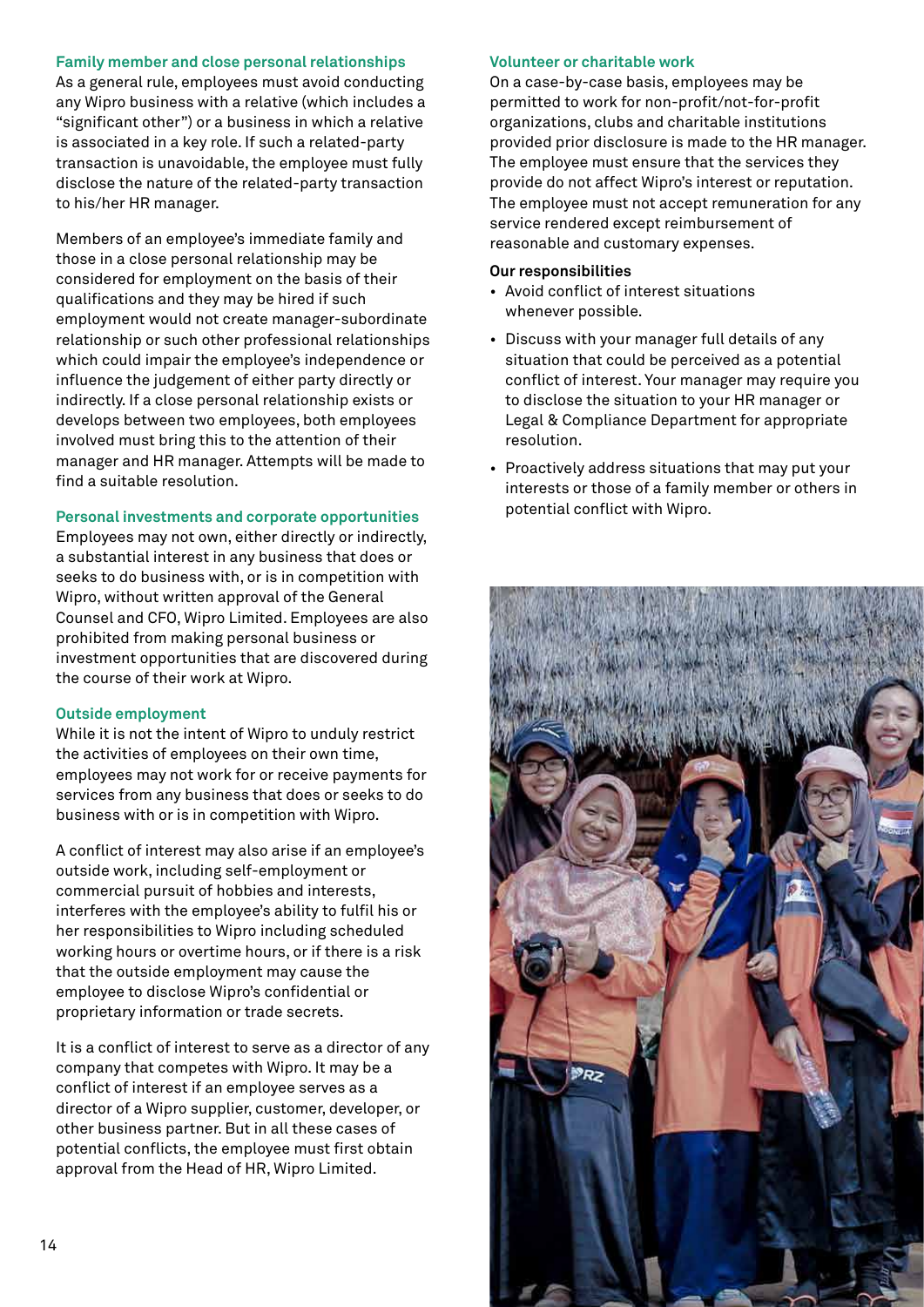### Family member and close personal relationships

As a general rule, employees must avoid conducting any Wipro business with a relative (which includes a "significant other") or a business in which a relative is associated in a key role. If such a related-party transaction is unavoidable, the employee must fully disclose the nature of the related-party transaction to his/her HR manager.

Members of an employee's immediate family and those in a close personal relationship may be considered for employment on the basis of their qualifications and they may be hired if such employment would not create manager-subordinate relationship or such other professional relationships which could impair the employee's independence or influence the judgement of either party directly or indirectly. If a close personal relationship exists or develops between two employees, both employees involved must bring this to the attention of their manager and HR manager. Attempts will be made to find a suitable resolution.

### Personal investments and corporate opportunities

Employees may not own, either directly or indirectly, a substantial interest in any business that does or seeks to do business with, or is in competition with Wipro, without written approval of the General Counsel and CFO, Wipro Limited. Employees are also prohibited from making personal business or investment opportunities that are discovered during the course of their work at Wipro.

### Outside employment

While it is not the intent of Wipro to unduly restrict the activities of employees on their own time, employees may not work for or receive payments for services from any business that does or seeks to do business with or is in competition with Wipro.

A conflict of interest may also arise if an employee's outside work, including self-employment or commercial pursuit of hobbies and interests, interferes with the employee's ability to fulfil his or her responsibilities to Wipro including scheduled working hours or overtime hours, or if there is a risk that the outside employment may cause the employee to disclose Wipro's confidential or proprietary information or trade secrets.

It is a conflict of interest to serve as a director of any company that competes with Wipro. It may be a conflict of interest if an employee serves as a director of a Wipro supplier, customer, developer, or other business partner. But in all these cases of potential conflicts, the employee must first obtain approval from the Head of HR, Wipro Limited.

### Volunteer or charitable work

On a case-by-case basis, employees may be permitted to work for non-profit/not-for-profit organizations, clubs and charitable institutions provided prior disclosure is made to the HR manager. The employee must ensure that the services they provide do not affect Wipro's interest or reputation. The employee must not accept remuneration for any service rendered except reimbursement of reasonable and customary expenses.

**Our responsibilities**

- Avoid conflict of interest situations whenever possible.
- Discuss with your manager full details of any situation that could be perceived as a potential conflict of interest. Your manager may require you to disclose the situation to your HR manager or Legal & Compliance Department for appropriate resolution.
- Proactively address situations that may put your interests or those of a family member or others in potential conflict with Wipro.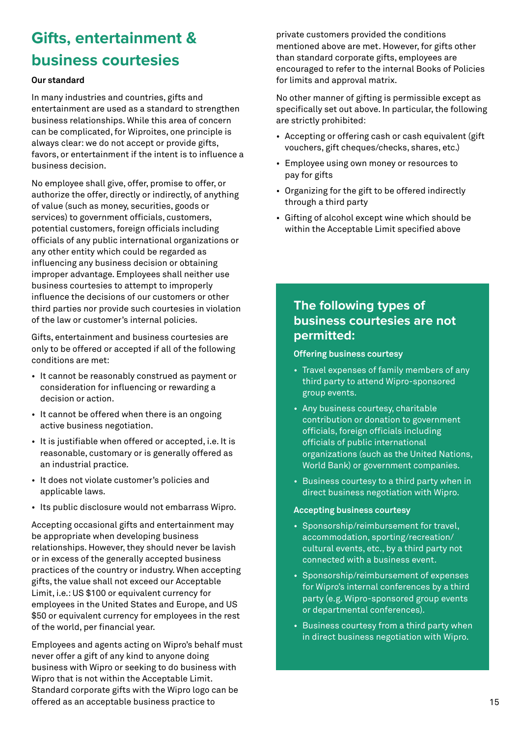# Gifts, entertainment & business courtesies

**Our standard**

In many industries and countries, gifts and entertainment are used as a standard to strengthen business relationships. While this area of concern can be complicated, for Wiproites, one principle is always clear: we do not accept or provide gifts, favors, or entertainment if the intent is to influence a business decision.

No employee shall give, offer, promise to offer, or authorize the offer, directly or indirectly, of anything of value (such as money, securities, goods or services) to government officials, customers, potential customers, foreign officials including officials of any public international organizations or any other entity which could be regarded as influencing any business decision or obtaining improper advantage. Employees shall neither use business courtesies to attempt to improperly influence the decisions of our customers or other third parties nor provide such courtesies in violation of the law or customer's internal policies.

Gifts, entertainment and business courtesies are only to be offered or accepted if all of the following conditions are met:

- It cannot be reasonably construed as payment or consideration for influencing or rewarding a decision or action.
- It cannot be offered when there is an ongoing active business negotiation.
- It is justifiable when offered or accepted, i.e. It is reasonable, customary or is generally offered as an industrial practice.
- It does not violate customer's policies and applicable laws.
- Its public disclosure would not embarrass Wipro.

Accepting occasional gifts and entertainment may be appropriate when developing business relationships. However, they should never be lavish or in excess of the generally accepted business practices of the country or industry. When accepting gifts, the value shall not exceed our Acceptable Limit, i.e.: US $100 or equivalent currency for employees in the United States and Europe, and US $50 or equivalent currency for employees in the rest of the world, per financial year.

Employees and agents acting on Wipro's behalf must never offer a gift of any kind to anyone doing business with Wipro or seeking to do business with Wipro that is not within the Acceptable Limit. Standard corporate gifts with the Wipro logo can be offered as an acceptable business practice to private customers provided the conditions mentioned above are met. However, for gifts other than standard corporate gifts, employees are encouraged to refer to the internal Books of Policies for limits and approval matrix.

No other manner of gifting is permissible except as specifically set out above. In particular, the following are strictly prohibited:

- Accepting or offering cash or cash equivalent (gift vouchers, gift cheques/checks, shares, etc.)
- Employee using own money or resources to pay for gifts
- Organizing for the gift to be offered indirectly through a third party
- Gifting of alcohol except wine which should be within the Acceptable Limit specified above

## The following types of business courtesies are not permitted:

**Offering business courtesy**

- Travel expenses of family members of any third party to attend Wipro-sponsored group events.
- Any business courtesy, charitable contribution or donation to government officials, foreign officials including officials of public international organizations (such as the United Nations, World Bank) or government companies.
- Business courtesy to a third party when in direct business negotiation with Wipro.

**Accepting business courtesy**

- Sponsorship/reimbursement for travel, accommodation, sporting/recreation/ cultural events, etc., by a third party not connected with a business event.
- Sponsorship/reimbursement of expenses for Wipro's internal conferences by a third party (e.g. Wipro-sponsored group events or departmental conferences).
- Business courtesy from a third party when in direct business negotiation with Wipro.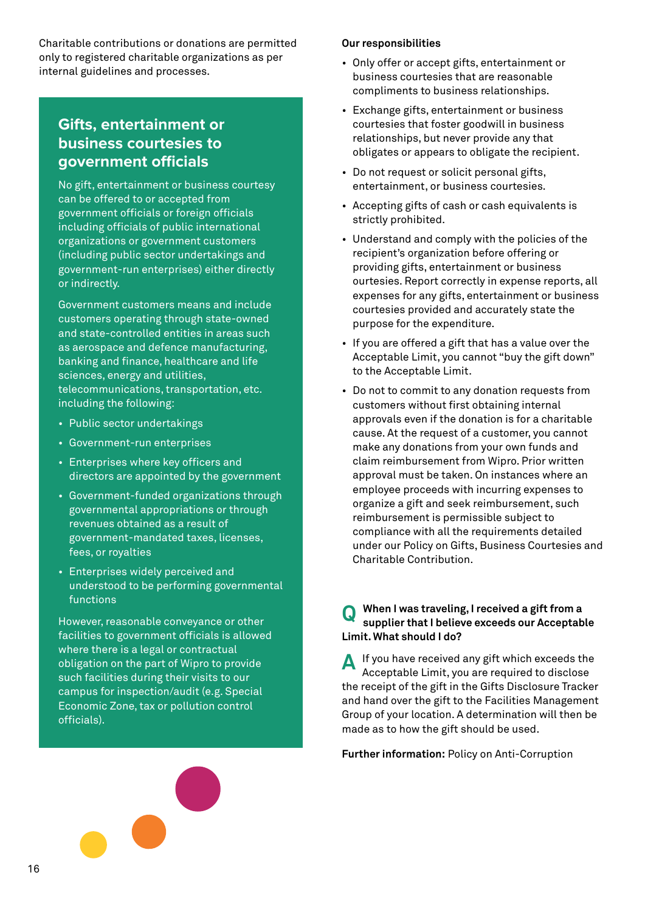Charitable contributions or donations are permitted only to registered charitable organizations as per internal guidelines and processes.

## Gifts, entertainment or business courtesies to government officials

No gift, entertainment or business courtesy can be offered to or accepted from government officials or foreign officials including officials of public international organizations or government customers (including public sector undertakings and government-run enterprises) either directly or indirectly.

Government customers means and include customers operating through state-owned and state-controlled entities in areas such as aerospace and defence manufacturing, banking and finance, healthcare and life sciences, energy and utilities, telecommunications, transportation, etc. including the following:

- Public sector undertakings
- Government-run enterprises
- Enterprises where key officers and directors are appointed by the government
- Government-funded organizations through governmental appropriations or through revenues obtained as a result of government-mandated taxes, licenses, fees, or royalties
- Enterprises widely perceived and understood to be performing governmental functions

However, reasonable conveyance or other facilities to government officials is allowed where there is a legal or contractual obligation on the part of Wipro to provide such facilities during their visits to our campus for inspection/audit (e.g. Special Economic Zone, tax or pollution control officials).

**Our responsibilities**

- Only offer or accept gifts, entertainment or business courtesies that are reasonable compliments to business relationships.
- Exchange gifts, entertainment or business courtesies that foster goodwill in business relationships, but never provide any that obligates or appears to obligate the recipient.
- Do not request or solicit personal gifts, entertainment, or business courtesies.
- Accepting gifts of cash or cash equivalents is strictly prohibited.
- Understand and comply with the policies of the recipient's organization before offering or providing gifts, entertainment or business ourtesies. Report correctly in expense reports, all expenses for any gifts, entertainment or business courtesies provided and accurately state the purpose for the expenditure.
- If you are offered a gift that has a value over the Acceptable Limit, you cannot "buy the gift down" to the Acceptable Limit.
- Do not to commit to any donation requests from customers without first obtaining internal approvals even if the donation is for a charitable cause. At the request of a customer, you cannot make any donations from your own funds and claim reimbursement from Wipro. Prior written approval must be taken. On instances where an employee proceeds with incurring expenses to organize a gift and seek reimbursement, such reimbursement is permissible subject to compliance with all the requirements detailed under our Policy on Gifts, Business Courtesies and Charitable Contribution.

**Q When I was traveling, I received a gift from a supplier that I believe exceeds our Acceptable Limit. What should I do?**

**A** If you have received any gift which exceeds the Acceptable Limit, you are required to disclose the receipt of the gift in the Gifts Disclosure Tracker and hand over the gift to the Facilities Management Group of your location. A determination will then be made as to how the gift should be used.

**Further information:** Policy on Anti-Corruption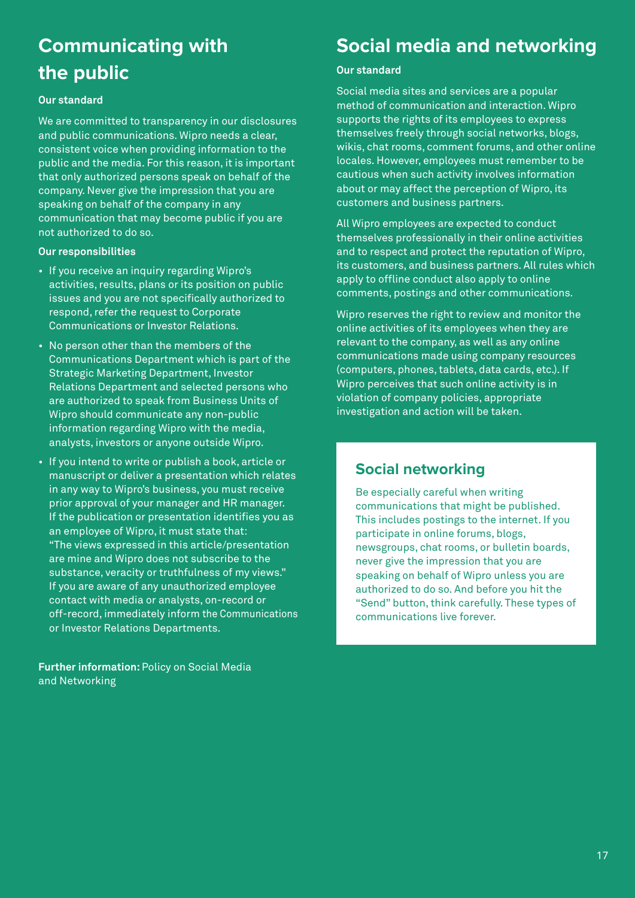# Communicating with the public

**Our standard**

We are committed to transparency in our disclosures and public communications. Wipro needs a clear, consistent voice when providing information to the public and the media. For this reason, it is important that only authorized persons speak on behalf of the company. Never give the impression that you are speaking on behalf of the company in any communication that may become public if you are not authorized to do so.

**Our responsibilities**

- If you receive an inquiry regarding Wipro's activities, results, plans or its position on public issues and you are not specifically authorized to respond, refer the request to Corporate Communications or Investor Relations.
- No person other than the members of the Communications Department which is part of the Strategic Marketing Department, Investor Relations Department and selected persons who are authorized to speak from Business Units of Wipro should communicate any non-public information regarding Wipro with the media, analysts, investors or anyone outside Wipro.
- If you intend to write or publish a book, article or manuscript or deliver a presentation which relates in any way to Wipro's business, you must receive prior approval of your manager and HR manager. If the publication or presentation identifies you as an employee of Wipro, it must state that: "The views expressed in this article/presentation are mine and Wipro does not subscribe to the substance, veracity or truthfulness of my views." If you are aware of any unauthorized employee contact with media or analysts, on-record or off-record, immediately inform the Communications or Investor Relations Departments.

**Further information:** Policy on Social Media and Networking

# Social media and networking

**Our standard**

Social media sites and services are a popular method of communication and interaction. Wipro supports the rights of its employees to express themselves freely through social networks, blogs, wikis, chat rooms, comment forums, and other online locales. However, employees must remember to be cautious when such activity involves information about or may affect the perception of Wipro, its customers and business partners.

All Wipro employees are expected to conduct themselves professionally in their online activities and to respect and protect the reputation of Wipro, its customers, and business partners. All rules which apply to offline conduct also apply to online comments, postings and other communications.

Wipro reserves the right to review and monitor the online activities of its employees when they are relevant to the company, as well as any online communications made using company resources (computers, phones, tablets, data cards, etc.). If Wipro perceives that such online activity is in violation of company policies, appropriate investigation and action will be taken.

## Social networking

Be especially careful when writing communications that might be published. This includes postings to the internet. If you participate in online forums, blogs, newsgroups, chat rooms, or bulletin boards, never give the impression that you are speaking on behalf of Wipro unless you are authorized to do so. And before you hit the "Send" button, think carefully. These types of communications live forever.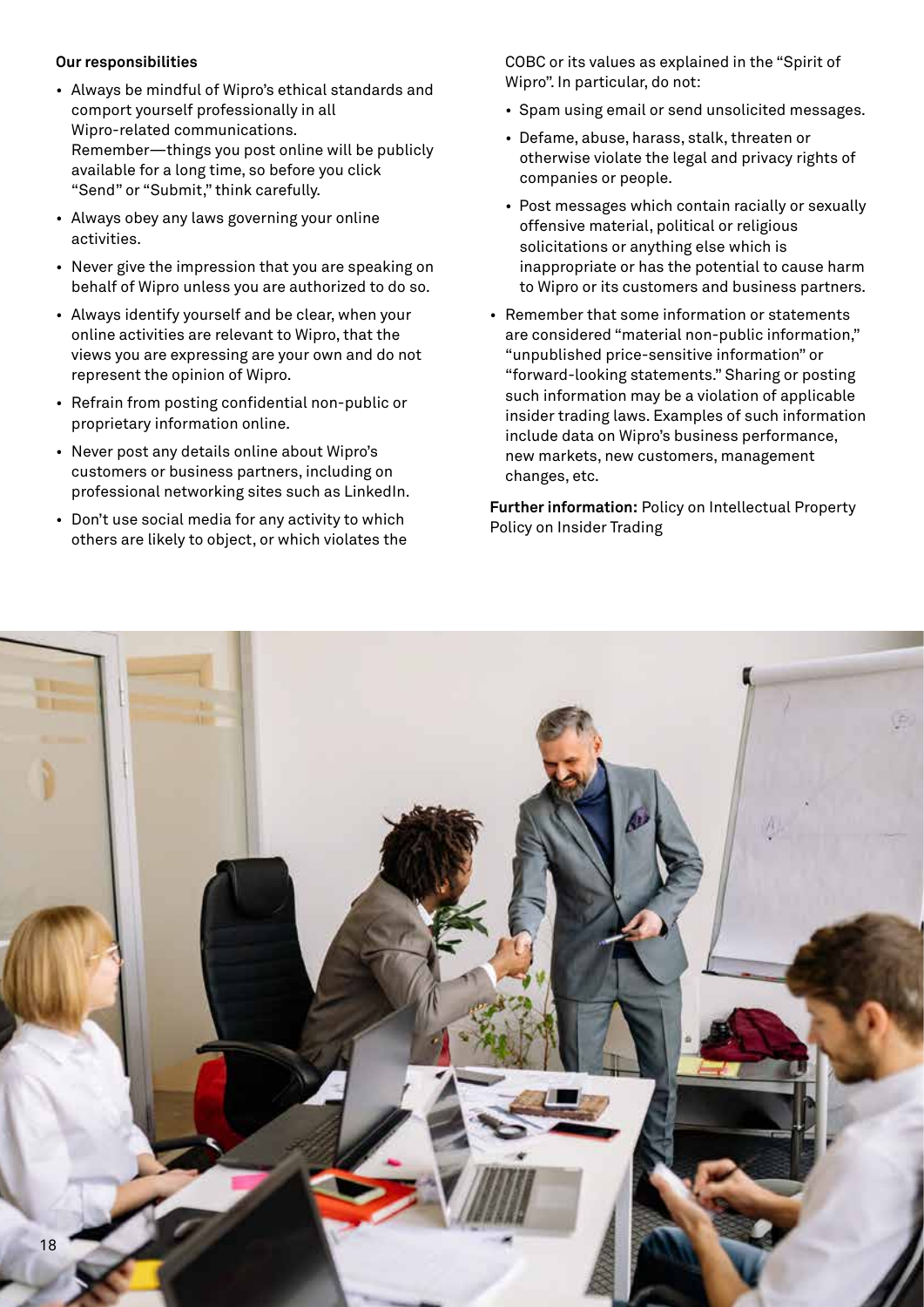**Our responsibilities**

- Always be mindful of Wipro's ethical standards and comport yourself professionally in all Wipro-related communications. Remember—things you post online will be publicly available for a long time, so before you click "Send" or "Submit," think carefully.
- Always obey any laws governing your online activities.
- Never give the impression that you are speaking on behalf of Wipro unless you are authorized to do so.
- Always identify yourself and be clear, when your online activities are relevant to Wipro, that the views you are expressing are your own and do not represent the opinion of Wipro.
- Refrain from posting confidential non-public or proprietary information online.
- Never post any details online about Wipro's customers or business partners, including on professional networking sites such as LinkedIn.
- Don't use social media for any activity to which others are likely to object, or which violates the COBC or its values as explained in the "Spirit of Wipro". In particular, do not:
  - Spam using email or send unsolicited messages.
  - Defame, abuse, harass, stalk, threaten or otherwise violate the legal and privacy rights of companies or people.
  - Post messages which contain racially or sexually offensive material, political or religious solicitations or anything else which is inappropriate or has the potential to cause harm to Wipro or its customers and business partners.
- Remember that some information or statements are considered "material non-public information," "unpublished price-sensitive information" or "forward-looking statements." Sharing or posting such information may be a violation of applicable insider trading laws. Examples of such information include data on Wipro's business performance, new markets, new customers, management changes, etc.

**Further information:** Policy on Intellectual Property
Policy on Insider Trading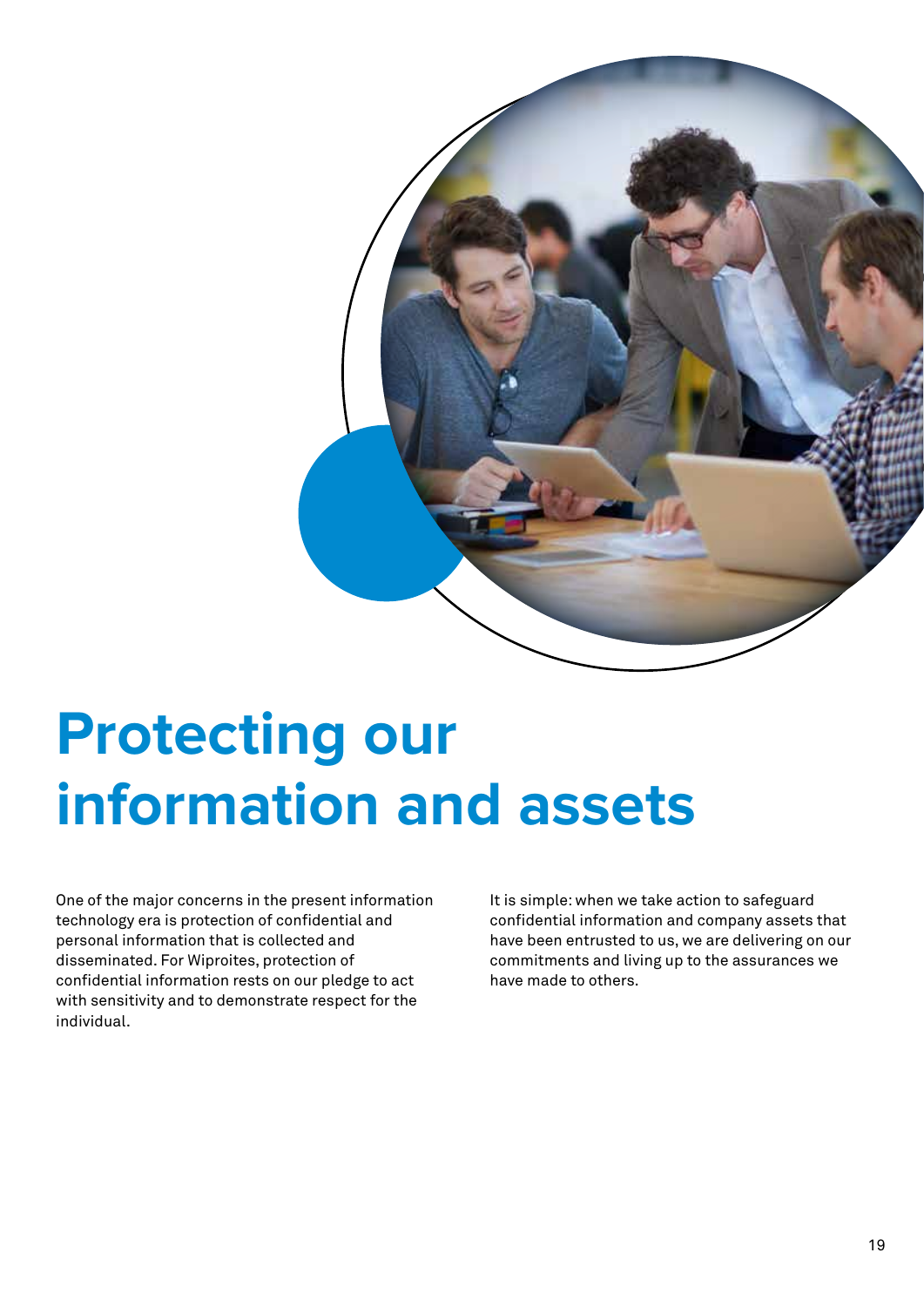# Protecting our information and assets

One of the major concerns in the present information technology era is protection of confidential and personal information that is collected and disseminated. For Wiproites, protection of confidential information rests on our pledge to act with sensitivity and to demonstrate respect for the individual.

It is simple: when we take action to safeguard confidential information and company assets that have been entrusted to us, we are delivering on our commitments and living up to the assurances we have made to others.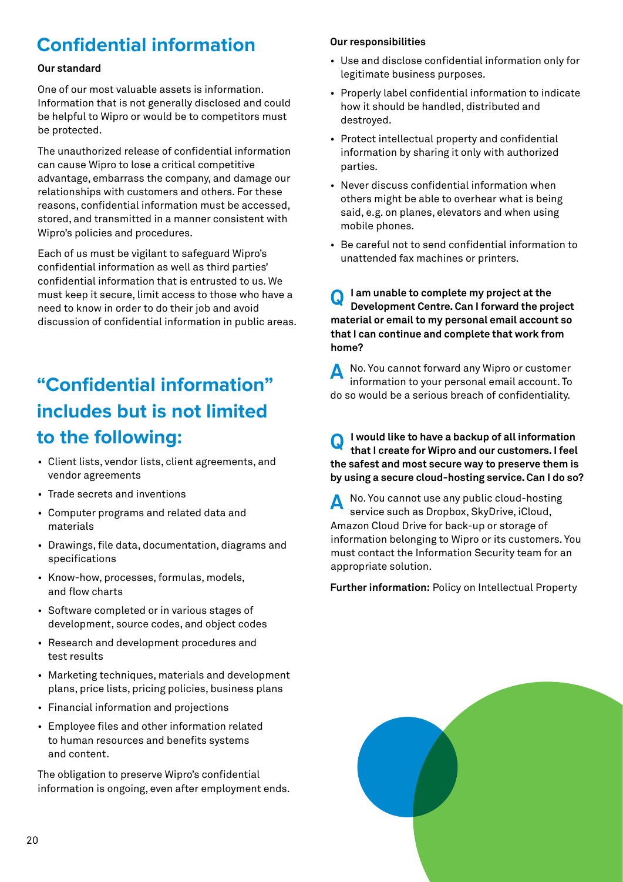# Confidential information

**Our standard**

One of our most valuable assets is information. Information that is not generally disclosed and could be helpful to Wipro or would be to competitors must be protected.

The unauthorized release of confidential information can cause Wipro to lose a critical competitive advantage, embarrass the company, and damage our relationships with customers and others. For these reasons, confidential information must be accessed, stored, and transmitted in a manner consistent with Wipro's policies and procedures.

Each of us must be vigilant to safeguard Wipro's confidential information as well as third parties' confidential information that is entrusted to us. We must keep it secure, limit access to those who have a need to know in order to do their job and avoid discussion of confidential information in public areas.

## "Confidential information" includes but is not limited to the following:

- Client lists, vendor lists, client agreements, and vendor agreements
- Trade secrets and inventions
- Computer programs and related data and materials
- Drawings, file data, documentation, diagrams and specifications
- Know-how, processes, formulas, models, and flow charts
- Software completed or in various stages of development, source codes, and object codes
- Research and development procedures and test results
- Marketing techniques, materials and development plans, price lists, pricing policies, business plans
- Financial information and projections
- Employee files and other information related to human resources and benefits systems and content.

The obligation to preserve Wipro's confidential information is ongoing, even after employment ends.

**Our responsibilities**

- Use and disclose confidential information only for legitimate business purposes.
- Properly label confidential information to indicate how it should be handled, distributed and destroyed.
- Protect intellectual property and confidential information by sharing it only with authorized parties.
- Never discuss confidential information when others might be able to overhear what is being said, e.g. on planes, elevators and when using mobile phones.
- Be careful not to send confidential information to unattended fax machines or printers.

**Q I am unable to complete my project at the Development Centre. Can I forward the project material or email to my personal email account so that I can continue and complete that work from home?**

**A** No. You cannot forward any Wipro or customer information to your personal email account. To do so would be a serious breach of confidentiality.

**Q I would like to have a backup of all information that I create for Wipro and our customers. I feel the safest and most secure way to preserve them is by using a secure cloud-hosting service. Can I do so?**

**A** No. You cannot use any public cloud-hosting service such as Dropbox, SkyDrive, iCloud, Amazon Cloud Drive for back-up or storage of information belonging to Wipro or its customers. You must contact the Information Security team for an appropriate solution.

**Further information:** Policy on Intellectual Property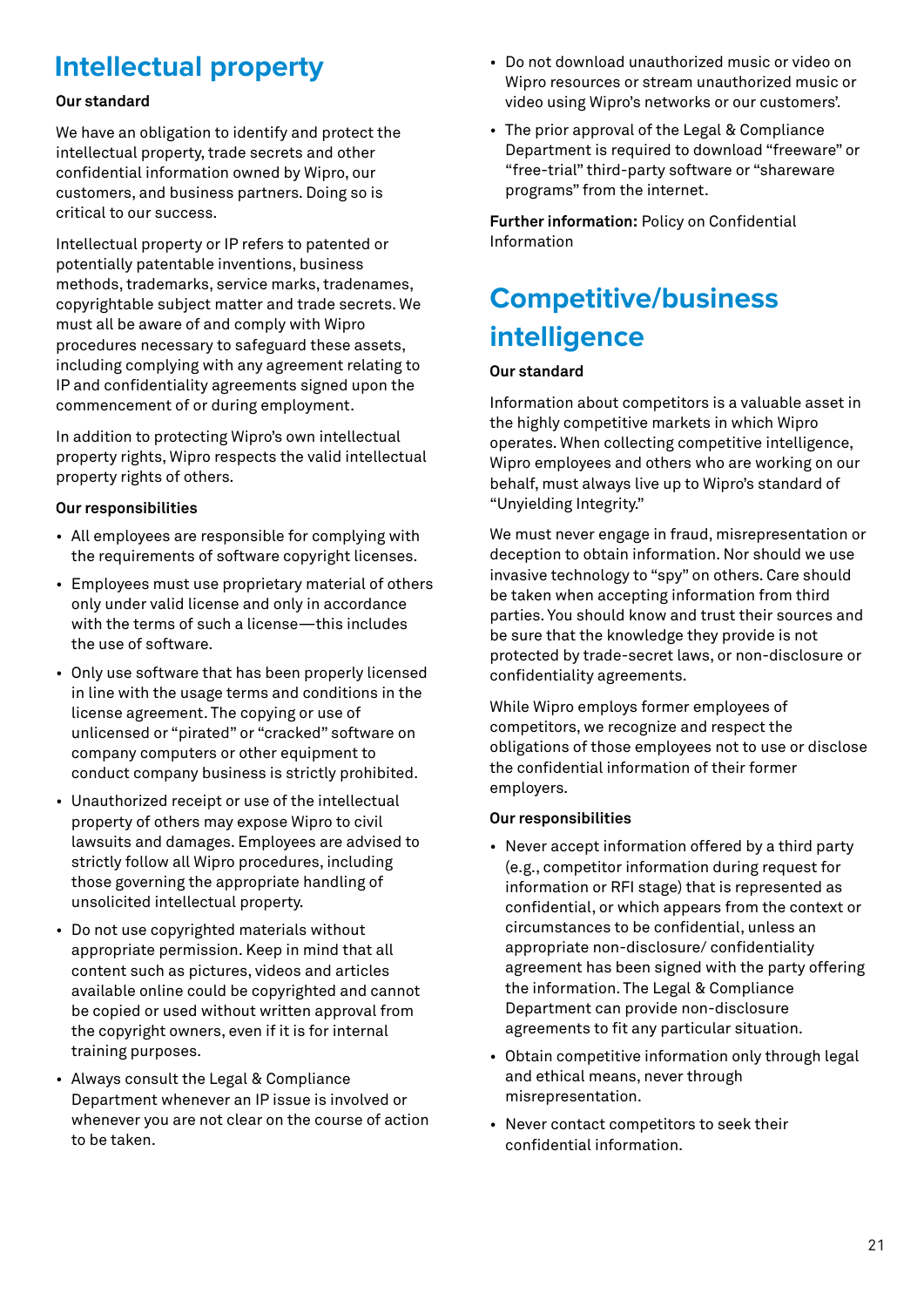# Intellectual property

**Our standard**

We have an obligation to identify and protect the intellectual property, trade secrets and other confidential information owned by Wipro, our customers, and business partners. Doing so is critical to our success.

Intellectual property or IP refers to patented or potentially patentable inventions, business methods, trademarks, service marks, tradenames, copyrightable subject matter and trade secrets. We must all be aware of and comply with Wipro procedures necessary to safeguard these assets, including complying with any agreement relating to IP and confidentiality agreements signed upon the commencement of or during employment.

In addition to protecting Wipro's own intellectual property rights, Wipro respects the valid intellectual property rights of others.

**Our responsibilities**

- All employees are responsible for complying with the requirements of software copyright licenses.
- Employees must use proprietary material of others only under valid license and only in accordance with the terms of such a license—this includes the use of software.
- Only use software that has been properly licensed in line with the usage terms and conditions in the license agreement. The copying or use of unlicensed or "pirated" or "cracked" software on company computers or other equipment to conduct company business is strictly prohibited.
- Unauthorized receipt or use of the intellectual property of others may expose Wipro to civil lawsuits and damages. Employees are advised to strictly follow all Wipro procedures, including those governing the appropriate handling of unsolicited intellectual property.
- Do not use copyrighted materials without appropriate permission. Keep in mind that all content such as pictures, videos and articles available online could be copyrighted and cannot be copied or used without written approval from the copyright owners, even if it is for internal training purposes.
- Always consult the Legal & Compliance Department whenever an IP issue is involved or whenever you are not clear on the course of action to be taken.
- Do not download unauthorized music or video on Wipro resources or stream unauthorized music or video using Wipro's networks or our customers'.
- The prior approval of the Legal & Compliance Department is required to download "freeware" or "free-trial" third-party software or "shareware programs" from the internet.

**Further information:** Policy on Confidential Information

# Competitive/business intelligence

**Our standard**

Information about competitors is a valuable asset in the highly competitive markets in which Wipro operates. When collecting competitive intelligence, Wipro employees and others who are working on our behalf, must always live up to Wipro's standard of "Unyielding Integrity."

We must never engage in fraud, misrepresentation or deception to obtain information. Nor should we use invasive technology to "spy" on others. Care should be taken when accepting information from third parties. You should know and trust their sources and be sure that the knowledge they provide is not protected by trade-secret laws, or non-disclosure or confidentiality agreements.

While Wipro employs former employees of competitors, we recognize and respect the obligations of those employees not to use or disclose the confidential information of their former employers.

**Our responsibilities**

- Never accept information offered by a third party (e.g., competitor information during request for information or RFI stage) that is represented as confidential, or which appears from the context or circumstances to be confidential, unless an appropriate non-disclosure/ confidentiality agreement has been signed with the party offering the information. The Legal & Compliance Department can provide non-disclosure agreements to fit any particular situation.
- Obtain competitive information only through legal and ethical means, never through misrepresentation.
- Never contact competitors to seek their confidential information.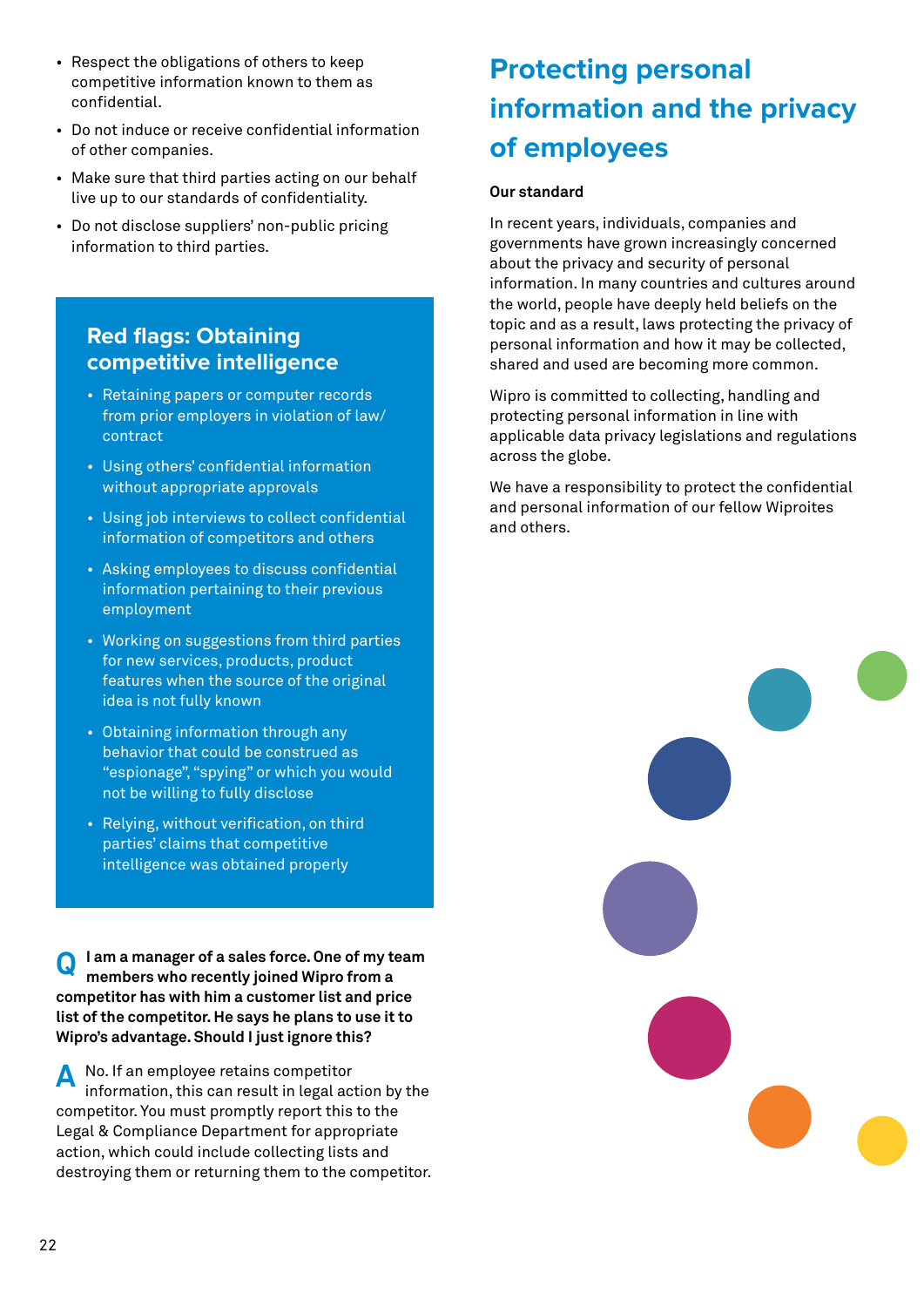- Respect the obligations of others to keep competitive information known to them as confidential.
- Do not induce or receive confidential information of other companies.
- Make sure that third parties acting on our behalf live up to our standards of confidentiality.
- Do not disclose suppliers' non-public pricing information to third parties.

## Red flags: Obtaining competitive intelligence

- Retaining papers or computer records from prior employers in violation of law/ contract
- Using others' confidential information without appropriate approvals
- Using job interviews to collect confidential information of competitors and others
- Asking employees to discuss confidential information pertaining to their previous employment
- Working on suggestions from third parties for new services, products, product features when the source of the original idea is not fully known
- Obtaining information through any behavior that could be construed as "espionage", "spying" or which you would not be willing to fully disclose
- Relying, without verification, on third parties' claims that competitive intelligence was obtained properly

**Q I am a manager of a sales force. One of my team members who recently joined Wipro from a competitor has with him a customer list and price list of the competitor. He says he plans to use it to Wipro's advantage. Should I just ignore this?**

**A** No. If an employee retains competitor information, this can result in legal action by the competitor. You must promptly report this to the Legal & Compliance Department for appropriate action, which could include collecting lists and destroying them or returning them to the competitor.

# Protecting personal information and the privacy of employees

**Our standard**

In recent years, individuals, companies and governments have grown increasingly concerned about the privacy and security of personal information. In many countries and cultures around the world, people have deeply held beliefs on the topic and as a result, laws protecting the privacy of personal information and how it may be collected, shared and used are becoming more common.

Wipro is committed to collecting, handling and protecting personal information in line with applicable data privacy legislations and regulations across the globe.

We have a responsibility to protect the confidential and personal information of our fellow Wiproites and others.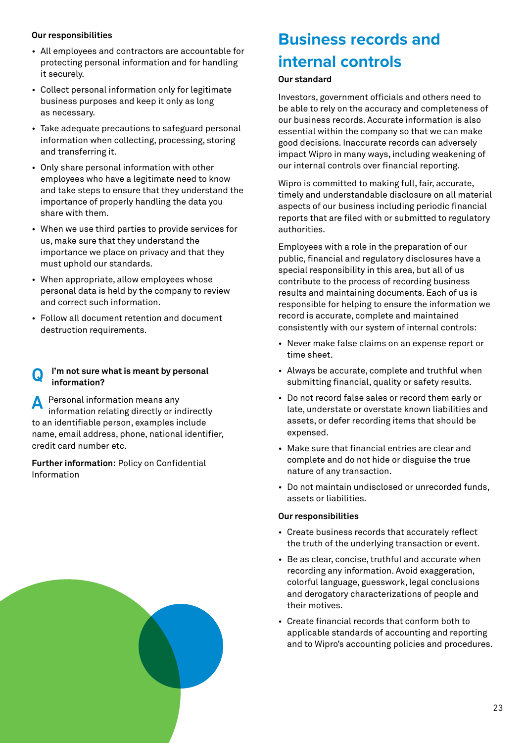**Our responsibilities**

- All employees and contractors are accountable for protecting personal information and for handling it securely.
- Collect personal information only for legitimate business purposes and keep it only as long as necessary.
- Take adequate precautions to safeguard personal information when collecting, processing, storing and transferring it.
- Only share personal information with other employees who have a legitimate need to know and take steps to ensure that they understand the importance of properly handling the data you share with them.
- When we use third parties to provide services for us, make sure that they understand the importance we place on privacy and that they must uphold our standards.
- When appropriate, allow employees whose personal data is held by the company to review and correct such information.
- Follow all document retention and document destruction requirements.

**Q** **I'm not sure what is meant by personal information?**

**A** Personal information means any information relating directly or indirectly to an identifiable person, examples include name, email address, phone, national identifier, credit card number etc.

**Further information:** Policy on Confidential Information

## Business records and internal controls

**Our standard**

Investors, government officials and others need to be able to rely on the accuracy and completeness of our business records. Accurate information is also essential within the company so that we can make good decisions. Inaccurate records can adversely impact Wipro in many ways, including weakening of our internal controls over financial reporting.

Wipro is committed to making full, fair, accurate, timely and understandable disclosure on all material aspects of our business including periodic financial reports that are filed with or submitted to regulatory authorities.

Employees with a role in the preparation of our public, financial and regulatory disclosures have a special responsibility in this area, but all of us contribute to the process of recording business results and maintaining documents. Each of us is responsible for helping to ensure the information we record is accurate, complete and maintained consistently with our system of internal controls:

- Never make false claims on an expense report or time sheet.
- Always be accurate, complete and truthful when submitting financial, quality or safety results.
- Do not record false sales or record them early or late, understate or overstate known liabilities and assets, or defer recording items that should be expensed.
- Make sure that financial entries are clear and complete and do not hide or disguise the true nature of any transaction.
- Do not maintain undisclosed or unrecorded funds, assets or liabilities.

**Our responsibilities**

- Create business records that accurately reflect the truth of the underlying transaction or event.
- Be as clear, concise, truthful and accurate when recording any information. Avoid exaggeration, colorful language, guesswork, legal conclusions and derogatory characterizations of people and their motives.
- Create financial records that conform both to applicable standards of accounting and reporting and to Wipro's accounting policies and procedures.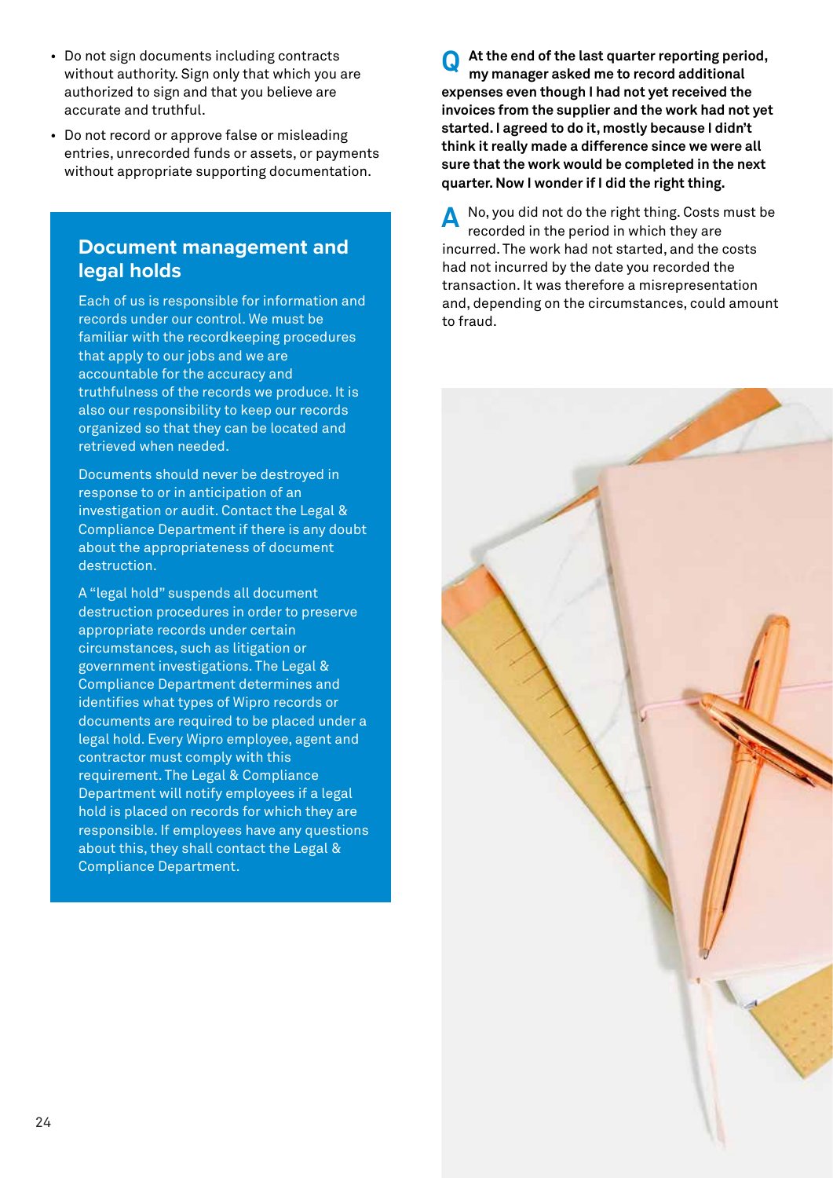- Do not sign documents including contracts without authority. Sign only that which you are authorized to sign and that you believe are accurate and truthful.
- Do not record or approve false or misleading entries, unrecorded funds or assets, or payments without appropriate supporting documentation.

## Document management and legal holds

Each of us is responsible for information and records under our control. We must be familiar with the recordkeeping procedures that apply to our jobs and we are accountable for the accuracy and truthfulness of the records we produce. It is also our responsibility to keep our records organized so that they can be located and retrieved when needed.

Documents should never be destroyed in response to or in anticipation of an investigation or audit. Contact the Legal & Compliance Department if there is any doubt about the appropriateness of document destruction.

A "legal hold" suspends all document destruction procedures in order to preserve appropriate records under certain circumstances, such as litigation or government investigations. The Legal & Compliance Department determines and identifies what types of Wipro records or documents are required to be placed under a legal hold. Every Wipro employee, agent and contractor must comply with this requirement. The Legal & Compliance Department will notify employees if a legal hold is placed on records for which they are responsible. If employees have any questions about this, they shall contact the Legal & Compliance Department.

**Q** **At the end of the last quarter reporting period, my manager asked me to record additional expenses even though I had not yet received the invoices from the supplier and the work had not yet started. I agreed to do it, mostly because I didn't think it really made a difference since we were all sure that the work would be completed in the next quarter. Now I wonder if I did the right thing.**

**A** No, you did not do the right thing. Costs must be recorded in the period in which they are incurred. The work had not started, and the costs had not incurred by the date you recorded the transaction. It was therefore a misrepresentation and, depending on the circumstances, could amount to fraud.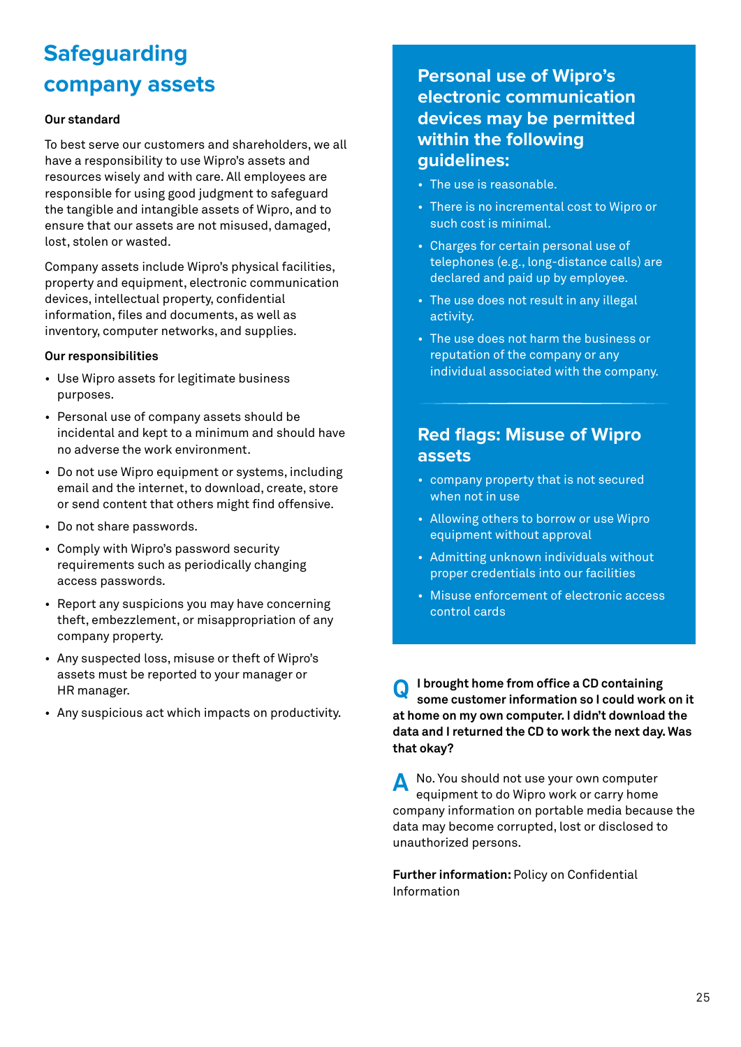# Safeguarding company assets

**Our standard**

To best serve our customers and shareholders, we all have a responsibility to use Wipro's assets and resources wisely and with care. All employees are responsible for using good judgment to safeguard the tangible and intangible assets of Wipro, and to ensure that our assets are not misused, damaged, lost, stolen or wasted.

Company assets include Wipro's physical facilities, property and equipment, electronic communication devices, intellectual property, confidential information, files and documents, as well as inventory, computer networks, and supplies.

**Our responsibilities**

- Use Wipro assets for legitimate business purposes.
- Personal use of company assets should be incidental and kept to a minimum and should have no adverse the work environment.
- Do not use Wipro equipment or systems, including email and the internet, to download, create, store or send content that others might find offensive.
- Do not share passwords.
- Comply with Wipro's password security requirements such as periodically changing access passwords.
- Report any suspicions you may have concerning theft, embezzlement, or misappropriation of any company property.
- Any suspected loss, misuse or theft of Wipro's assets must be reported to your manager or HR manager.
- Any suspicious act which impacts on productivity.

## Personal use of Wipro's electronic communication devices may be permitted within the following guidelines:

- The use is reasonable.
- There is no incremental cost to Wipro or such cost is minimal.
- Charges for certain personal use of telephones (e.g., long-distance calls) are declared and paid up by employee.
- The use does not result in any illegal activity.
- The use does not harm the business or reputation of the company or any individual associated with the company.

## Red flags: Misuse of Wipro assets

- company property that is not secured when not in use
- Allowing others to borrow or use Wipro equipment without approval
- Admitting unknown individuals without proper credentials into our facilities
- Misuse enforcement of electronic access control cards

**Q I brought home from office a CD containing some customer information so I could work on it at home on my own computer. I didn't download the data and I returned the CD to work the next day. Was that okay?**

**A** No. You should not use your own computer equipment to do Wipro work or carry home company information on portable media because the data may become corrupted, lost or disclosed to unauthorized persons.

**Further information:** Policy on Confidential Information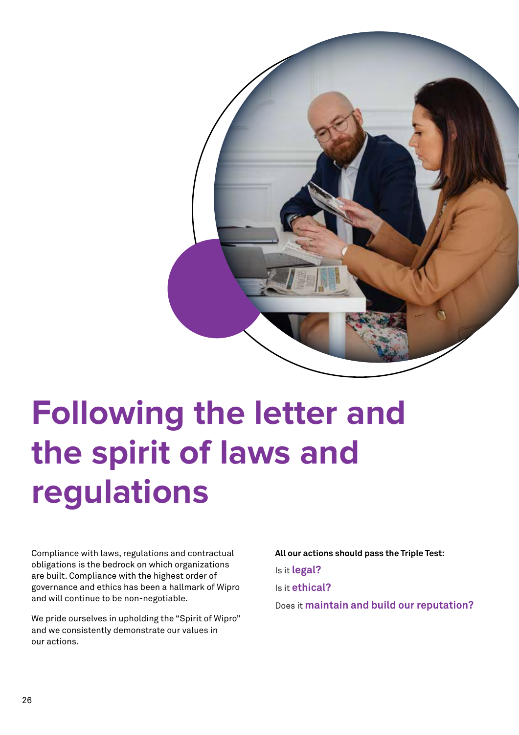# Following the letter and the spirit of laws and regulations

Compliance with laws, regulations and contractual obligations is the bedrock on which organizations are built. Compliance with the highest order of governance and ethics has been a hallmark of Wipro and will continue to be non-negotiable.

We pride ourselves in upholding the "Spirit of Wipro" and we consistently demonstrate our values in our actions.

**All our actions should pass the Triple Test:**

Is it **legal?**

Is it **ethical?**

Does it **maintain and build our reputation?**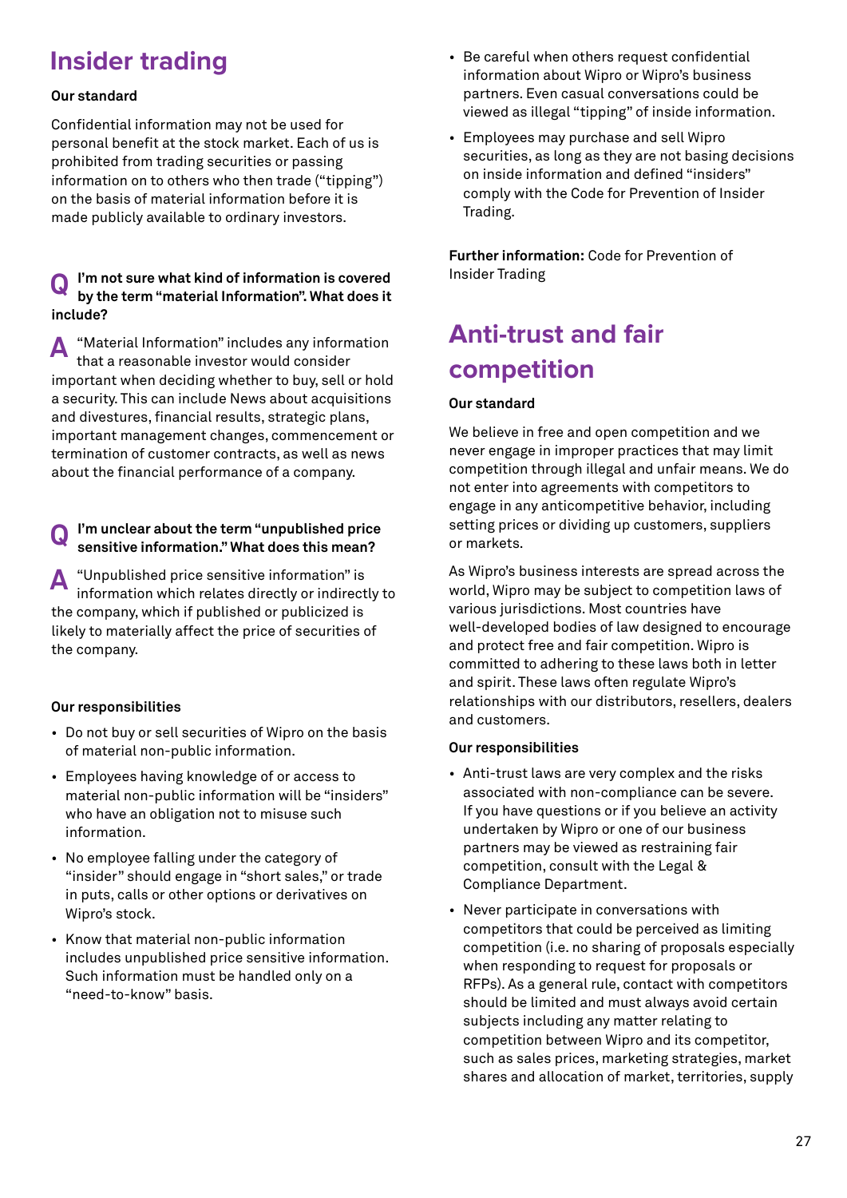# Insider trading

**Our standard**

Confidential information may not be used for personal benefit at the stock market. Each of us is prohibited from trading securities or passing information on to others who then trade ("tipping") on the basis of material information before it is made publicly available to ordinary investors.

**Q I'm not sure what kind of information is covered by the term "material Information". What does it include?**

**A** "Material Information" includes any information that a reasonable investor would consider important when deciding whether to buy, sell or hold a security. This can include News about acquisitions and divestures, financial results, strategic plans, important management changes, commencement or termination of customer contracts, as well as news about the financial performance of a company.

**Q I'm unclear about the term "unpublished price sensitive information." What does this mean?**

**A** "Unpublished price sensitive information" is information which relates directly or indirectly to the company, which if published or publicized is likely to materially affect the price of securities of the company.

**Our responsibilities**

- Do not buy or sell securities of Wipro on the basis of material non-public information.
- Employees having knowledge of or access to material non-public information will be "insiders" who have an obligation not to misuse such information.
- No employee falling under the category of "insider" should engage in "short sales," or trade in puts, calls or other options or derivatives on Wipro's stock.
- Know that material non-public information includes unpublished price sensitive information. Such information must be handled only on a "need-to-know" basis.
- Be careful when others request confidential information about Wipro or Wipro's business partners. Even casual conversations could be viewed as illegal "tipping" of inside information.
- Employees may purchase and sell Wipro securities, as long as they are not basing decisions on inside information and defined "insiders" comply with the Code for Prevention of Insider Trading.

**Further information:** Code for Prevention of Insider Trading

# Anti-trust and fair competition

**Our standard**

We believe in free and open competition and we never engage in improper practices that may limit competition through illegal and unfair means. We do not enter into agreements with competitors to engage in any anticompetitive behavior, including setting prices or dividing up customers, suppliers or markets.

As Wipro's business interests are spread across the world, Wipro may be subject to competition laws of various jurisdictions. Most countries have well-developed bodies of law designed to encourage and protect free and fair competition. Wipro is committed to adhering to these laws both in letter and spirit. These laws often regulate Wipro's relationships with our distributors, resellers, dealers and customers.

**Our responsibilities**

- Anti-trust laws are very complex and the risks associated with non-compliance can be severe. If you have questions or if you believe an activity undertaken by Wipro or one of our business partners may be viewed as restraining fair competition, consult with the Legal & Compliance Department.
- Never participate in conversations with competitors that could be perceived as limiting competition (i.e. no sharing of proposals especially when responding to request for proposals or RFPs). As a general rule, contact with competitors should be limited and must always avoid certain subjects including any matter relating to competition between Wipro and its competitor, such as sales prices, marketing strategies, market shares and allocation of market, territories, supply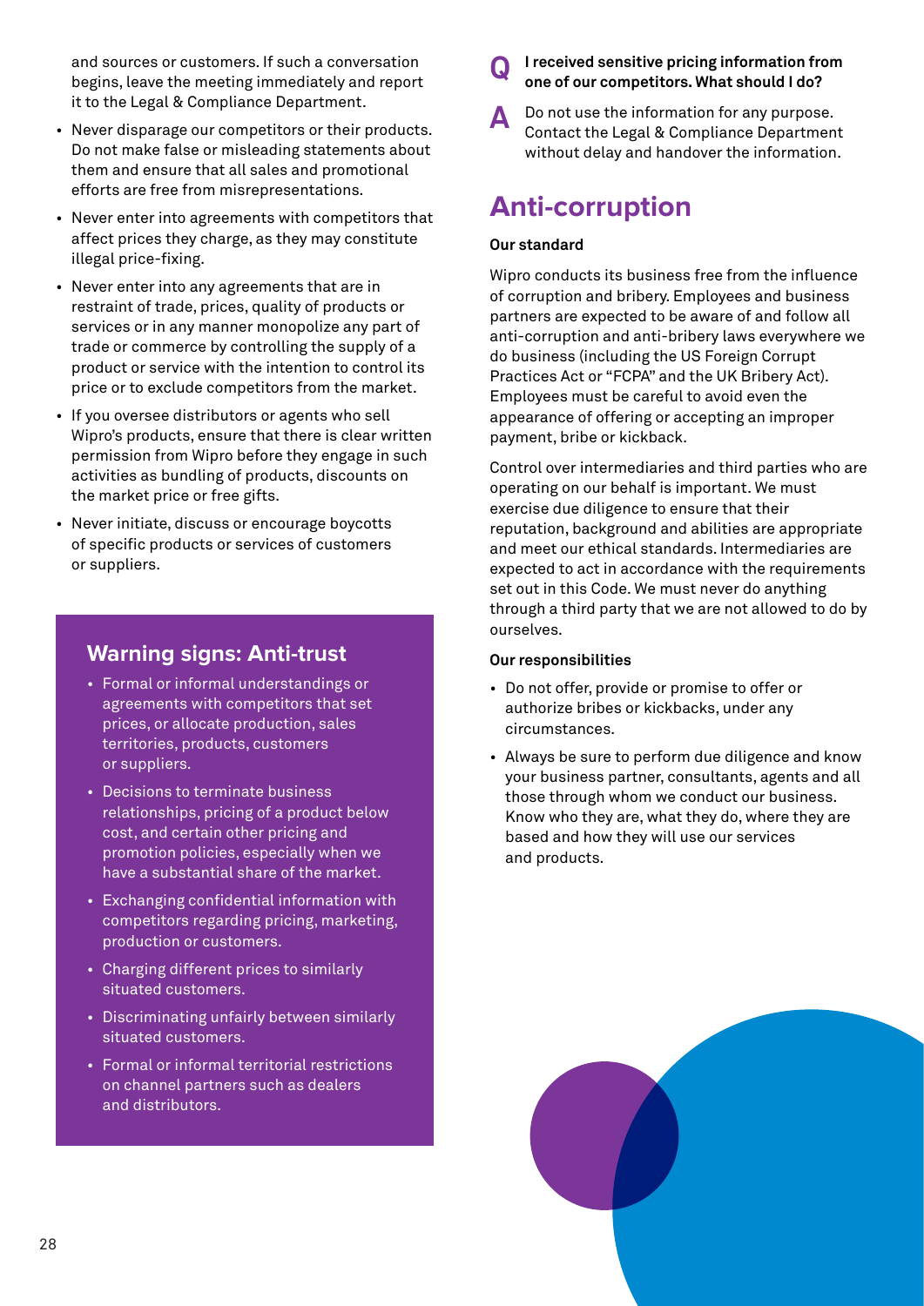and sources or customers. If such a conversation begins, leave the meeting immediately and report it to the Legal & Compliance Department.

- Never disparage our competitors or their products. Do not make false or misleading statements about them and ensure that all sales and promotional efforts are free from misrepresentations.
- Never enter into agreements with competitors that affect prices they charge, as they may constitute illegal price-fixing.
- Never enter into any agreements that are in restraint of trade, prices, quality of products or services or in any manner monopolize any part of trade or commerce by controlling the supply of a product or service with the intention to control its price or to exclude competitors from the market.
- If you oversee distributors or agents who sell Wipro's products, ensure that there is clear written permission from Wipro before they engage in such activities as bundling of products, discounts on the market price or free gifts.
- Never initiate, discuss or encourage boycotts of specific products or services of customers or suppliers.

### Warning signs: Anti-trust

- Formal or informal understandings or agreements with competitors that set prices, or allocate production, sales territories, products, customers or suppliers.
- Decisions to terminate business relationships, pricing of a product below cost, and certain other pricing and promotion policies, especially when we have a substantial share of the market.
- Exchanging confidential information with competitors regarding pricing, marketing, production or customers.
- Charging different prices to similarly situated customers.
- Discriminating unfairly between similarly situated customers.
- Formal or informal territorial restrictions on channel partners such as dealers and distributors.

**Q** **I received sensitive pricing information from one of our competitors. What should I do?**

**A** Do not use the information for any purpose. Contact the Legal & Compliance Department without delay and handover the information.

## Anti-corruption

**Our standard**

Wipro conducts its business free from the influence of corruption and bribery. Employees and business partners are expected to be aware of and follow all anti-corruption and anti-bribery laws everywhere we do business (including the US Foreign Corrupt Practices Act or "FCPA" and the UK Bribery Act). Employees must be careful to avoid even the appearance of offering or accepting an improper payment, bribe or kickback.

Control over intermediaries and third parties who are operating on our behalf is important. We must exercise due diligence to ensure that their reputation, background and abilities are appropriate and meet our ethical standards. Intermediaries are expected to act in accordance with the requirements set out in this Code. We must never do anything through a third party that we are not allowed to do by ourselves.

**Our responsibilities**

- Do not offer, provide or promise to offer or authorize bribes or kickbacks, under any circumstances.
- Always be sure to perform due diligence and know your business partner, consultants, agents and all those through whom we conduct our business. Know who they are, what they do, where they are based and how they will use our services and products.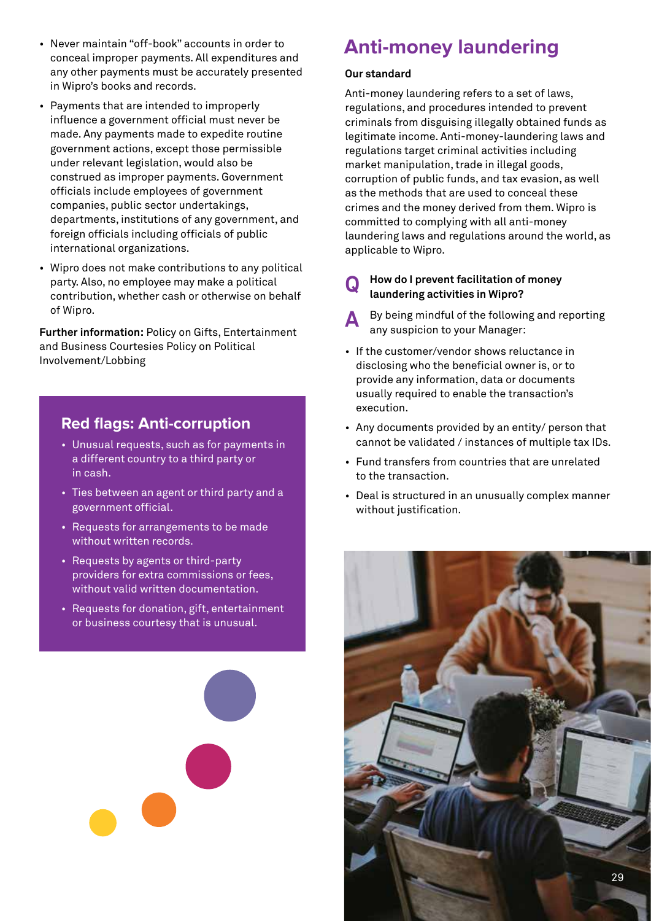- Never maintain "off-book" accounts in order to conceal improper payments. All expenditures and any other payments must be accurately presented in Wipro's books and records.
- Payments that are intended to improperly influence a government official must never be made. Any payments made to expedite routine government actions, except those permissible under relevant legislation, would also be construed as improper payments. Government officials include employees of government companies, public sector undertakings, departments, institutions of any government, and foreign officials including officials of public international organizations.
- Wipro does not make contributions to any political party. Also, no employee may make a political contribution, whether cash or otherwise on behalf of Wipro.

**Further information:** Policy on Gifts, Entertainment and Business Courtesies Policy on Political Involvement/Lobbing

## Red flags: Anti-corruption

- Unusual requests, such as for payments in a different country to a third party or in cash.
- Ties between an agent or third party and a government official.
- Requests for arrangements to be made without written records.
- Requests by agents or third-party providers for extra commissions or fees, without valid written documentation.
- Requests for donation, gift, entertainment or business courtesy that is unusual.

# Anti-money laundering

**Our standard**

Anti-money laundering refers to a set of laws, regulations, and procedures intended to prevent criminals from disguising illegally obtained funds as legitimate income. Anti-money-laundering laws and regulations target criminal activities including market manipulation, trade in illegal goods, corruption of public funds, and tax evasion, as well as the methods that are used to conceal these crimes and the money derived from them. Wipro is committed to complying with all anti-money laundering laws and regulations around the world, as applicable to Wipro.

**Q** **How do I prevent facilitation of money laundering activities in Wipro?**

**A** By being mindful of the following and reporting any suspicion to your Manager:

- If the customer/vendor shows reluctance in disclosing who the beneficial owner is, or to provide any information, data or documents usually required to enable the transaction's execution.
- Any documents provided by an entity/ person that cannot be validated / instances of multiple tax IDs.
- Fund transfers from countries that are unrelated to the transaction.
- Deal is structured in an unusually complex manner without justification.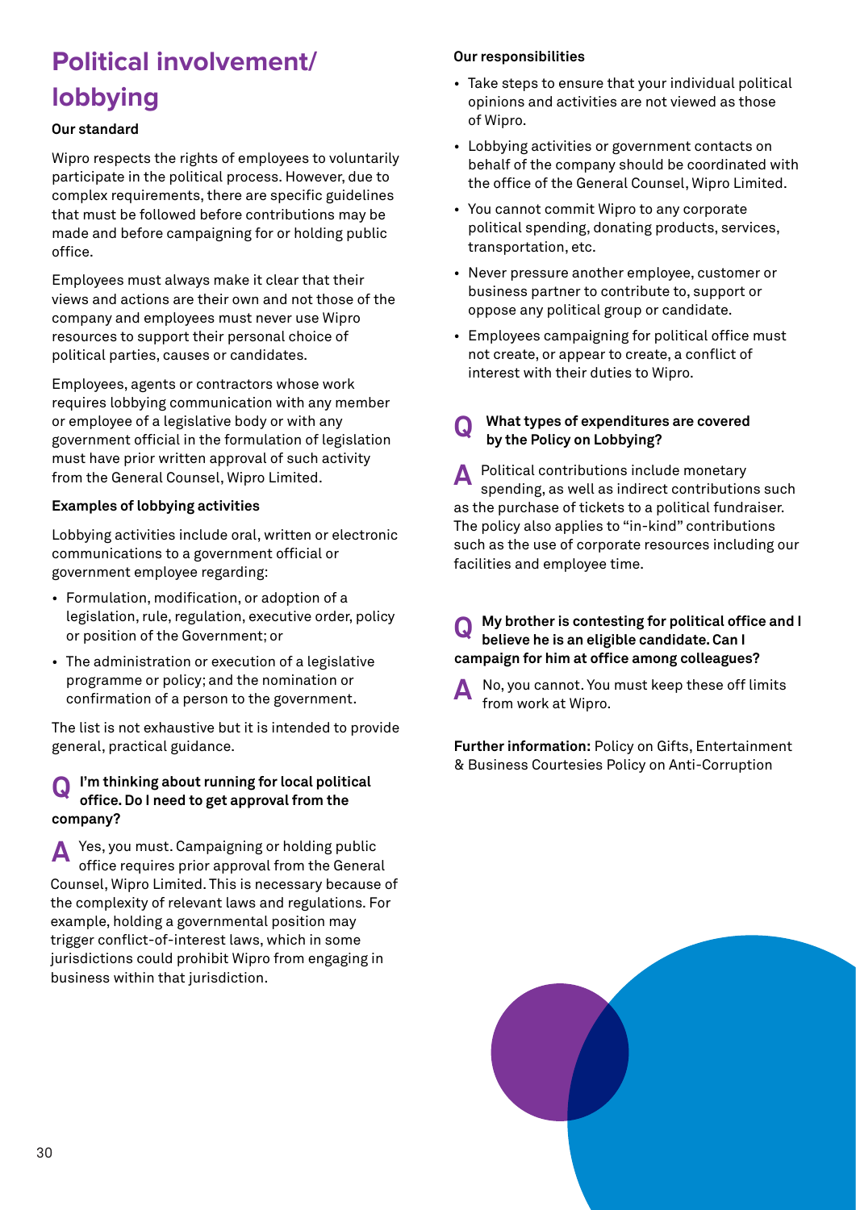# Political involvement/ lobbying

### Our standard

Wipro respects the rights of employees to voluntarily participate in the political process. However, due to complex requirements, there are specific guidelines that must be followed before contributions may be made and before campaigning for or holding public office.

Employees must always make it clear that their views and actions are their own and not those of the company and employees must never use Wipro resources to support their personal choice of political parties, causes or candidates.

Employees, agents or contractors whose work requires lobbying communication with any member or employee of a legislative body or with any government official in the formulation of legislation must have prior written approval of such activity from the General Counsel, Wipro Limited.

### Examples of lobbying activities

Lobbying activities include oral, written or electronic communications to a government official or government employee regarding:

- Formulation, modification, or adoption of a legislation, rule, regulation, executive order, policy or position of the Government; or
- The administration or execution of a legislative programme or policy; and the nomination or confirmation of a person to the government.

The list is not exhaustive but it is intended to provide general, practical guidance.

**Q I'm thinking about running for local political office. Do I need to get approval from the company?**

**A** Yes, you must. Campaigning or holding public office requires prior approval from the General Counsel, Wipro Limited. This is necessary because of the complexity of relevant laws and regulations. For example, holding a governmental position may trigger conflict-of-interest laws, which in some jurisdictions could prohibit Wipro from engaging in business within that jurisdiction.

### Our responsibilities

- Take steps to ensure that your individual political opinions and activities are not viewed as those of Wipro.
- Lobbying activities or government contacts on behalf of the company should be coordinated with the office of the General Counsel, Wipro Limited.
- You cannot commit Wipro to any corporate political spending, donating products, services, transportation, etc.
- Never pressure another employee, customer or business partner to contribute to, support or oppose any political group or candidate.
- Employees campaigning for political office must not create, or appear to create, a conflict of interest with their duties to Wipro.

**Q What types of expenditures are covered by the Policy on Lobbying?**

**A** Political contributions include monetary spending, as well as indirect contributions such as the purchase of tickets to a political fundraiser. The policy also applies to "in-kind" contributions such as the use of corporate resources including our facilities and employee time.

**Q My brother is contesting for political office and I believe he is an eligible candidate. Can I campaign for him at office among colleagues?**

**A** No, you cannot. You must keep these off limits from work at Wipro.

**Further information:** Policy on Gifts, Entertainment & Business Courtesies Policy on Anti-Corruption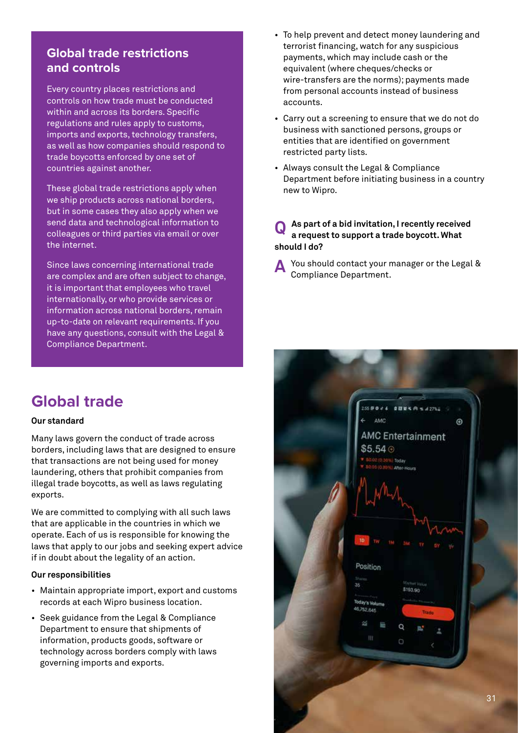## Global trade restrictions and controls

Every country places restrictions and controls on how trade must be conducted within and across its borders. Specific regulations and rules apply to customs, imports and exports, technology transfers, as well as how companies should respond to trade boycotts enforced by one set of countries against another.

These global trade restrictions apply when we ship products across national borders, but in some cases they also apply when we send data and technological information to colleagues or third parties via email or over the internet.

Since laws concerning international trade are complex and are often subject to change, it is important that employees who travel internationally, or who provide services or information across national borders, remain up-to-date on relevant requirements. If you have any questions, consult with the Legal & Compliance Department.

# Global trade

**Our standard**

Many laws govern the conduct of trade across borders, including laws that are designed to ensure that transactions are not being used for money laundering, others that prohibit companies from illegal trade boycotts, as well as laws regulating exports.

We are committed to complying with all such laws that are applicable in the countries in which we operate. Each of us is responsible for knowing the laws that apply to our jobs and seeking expert advice if in doubt about the legality of an action.

**Our responsibilities**

- Maintain appropriate import, export and customs records at each Wipro business location.
- Seek guidance from the Legal & Compliance Department to ensure that shipments of information, products goods, software or technology across borders comply with laws governing imports and exports.
- To help prevent and detect money laundering and terrorist financing, watch for any suspicious payments, which may include cash or the equivalent (where cheques/checks or wire-transfers are the norms); payments made from personal accounts instead of business accounts.
- Carry out a screening to ensure that we do not do business with sanctioned persons, groups or entities that are identified on government restricted party lists.
- Always consult the Legal & Compliance Department before initiating business in a country new to Wipro.

**Q As part of a bid invitation, I recently received a request to support a trade boycott. What should I do?**

**A** You should contact your manager or the Legal & Compliance Department.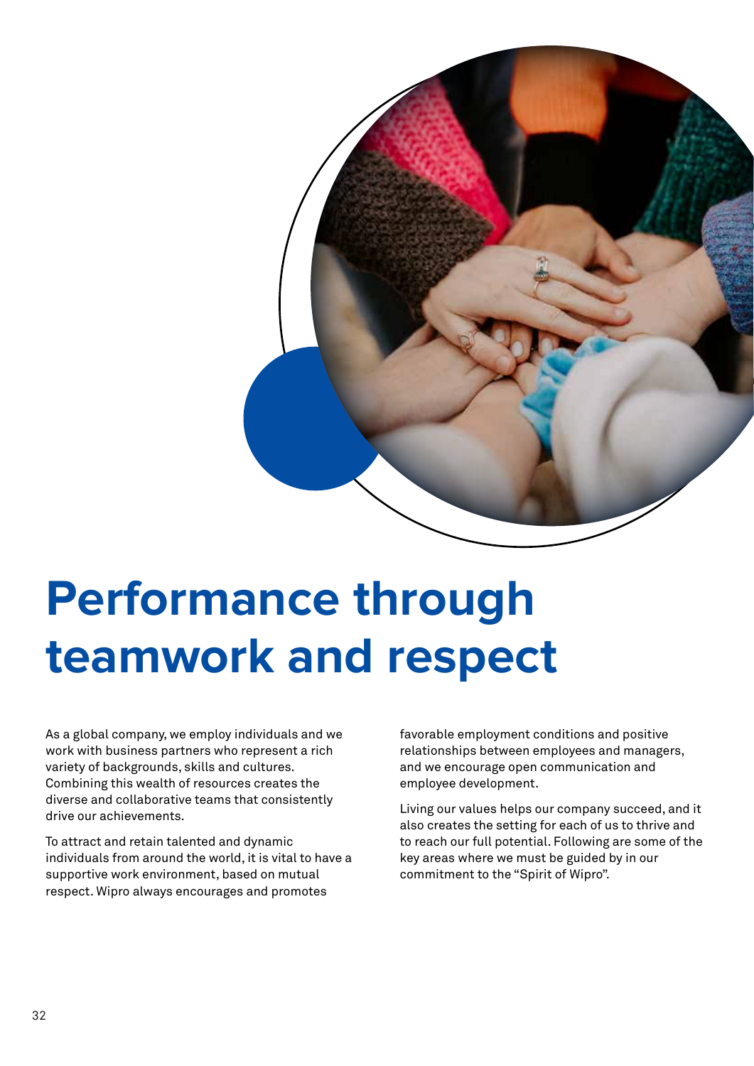# Performance through teamwork and respect

As a global company, we employ individuals and we work with business partners who represent a rich variety of backgrounds, skills and cultures. Combining this wealth of resources creates the diverse and collaborative teams that consistently drive our achievements.

To attract and retain talented and dynamic individuals from around the world, it is vital to have a supportive work environment, based on mutual respect. Wipro always encourages and promotes favorable employment conditions and positive relationships between employees and managers, and we encourage open communication and employee development.

Living our values helps our company succeed, and it also creates the setting for each of us to thrive and to reach our full potential. Following are some of the key areas where we must be guided by in our commitment to the "Spirit of Wipro".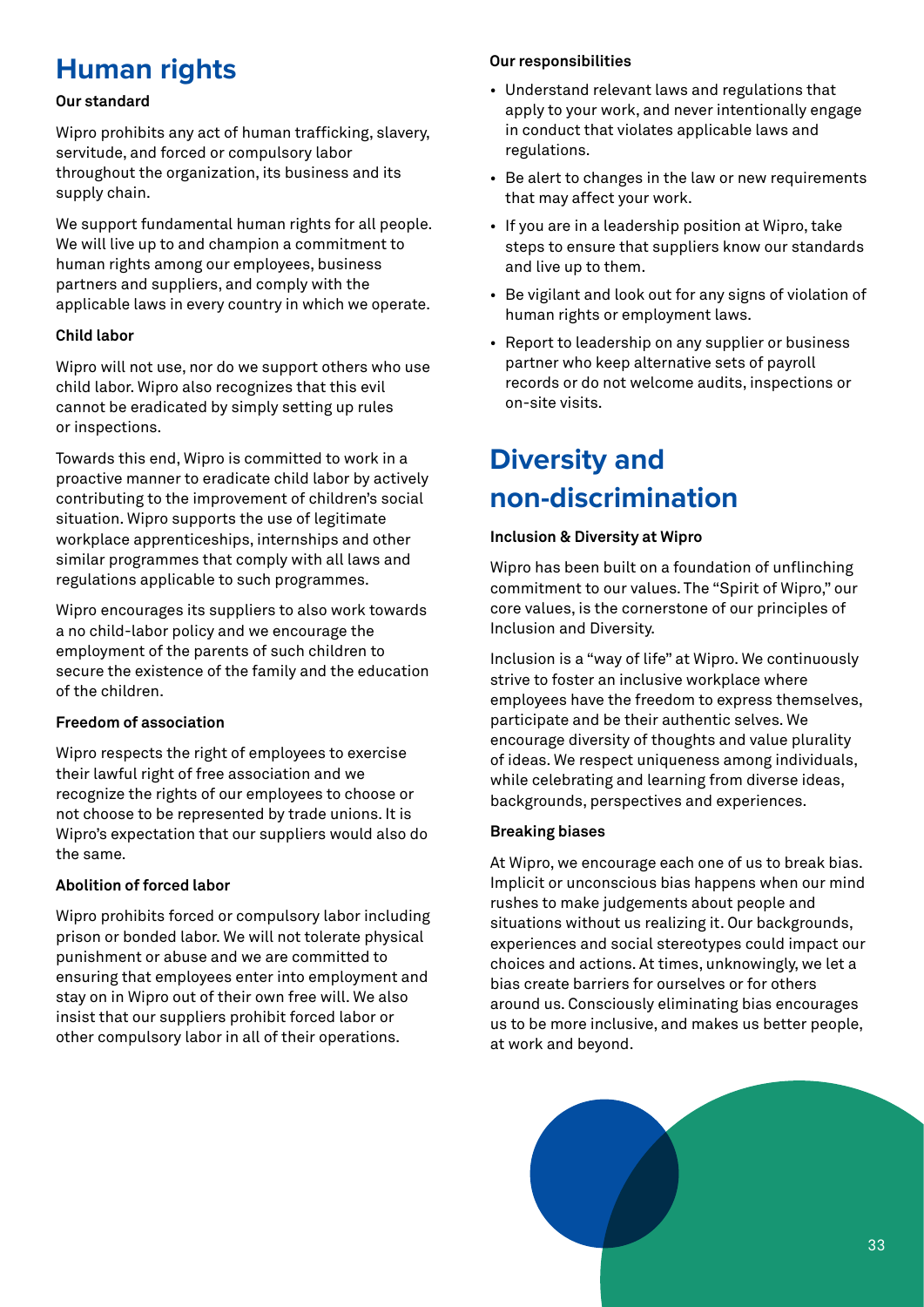# Human rights

**Our standard**

Wipro prohibits any act of human trafficking, slavery, servitude, and forced or compulsory labor throughout the organization, its business and its supply chain.

We support fundamental human rights for all people. We will live up to and champion a commitment to human rights among our employees, business partners and suppliers, and comply with the applicable laws in every country in which we operate.

**Child labor**

Wipro will not use, nor do we support others who use child labor. Wipro also recognizes that this evil cannot be eradicated by simply setting up rules or inspections.

Towards this end, Wipro is committed to work in a proactive manner to eradicate child labor by actively contributing to the improvement of children's social situation. Wipro supports the use of legitimate workplace apprenticeships, internships and other similar programmes that comply with all laws and regulations applicable to such programmes.

Wipro encourages its suppliers to also work towards a no child-labor policy and we encourage the employment of the parents of such children to secure the existence of the family and the education of the children.

**Freedom of association**

Wipro respects the right of employees to exercise their lawful right of free association and we recognize the rights of our employees to choose or not choose to be represented by trade unions. It is Wipro's expectation that our suppliers would also do the same.

**Abolition of forced labor**

Wipro prohibits forced or compulsory labor including prison or bonded labor. We will not tolerate physical punishment or abuse and we are committed to ensuring that employees enter into employment and stay on in Wipro out of their own free will. We also insist that our suppliers prohibit forced labor or other compulsory labor in all of their operations.

**Our responsibilities**

- Understand relevant laws and regulations that apply to your work, and never intentionally engage in conduct that violates applicable laws and regulations.
- Be alert to changes in the law or new requirements that may affect your work.
- If you are in a leadership position at Wipro, take steps to ensure that suppliers know our standards and live up to them.
- Be vigilant and look out for any signs of violation of human rights or employment laws.
- Report to leadership on any supplier or business partner who keep alternative sets of payroll records or do not welcome audits, inspections or on-site visits.

# Diversity and non-discrimination

**Inclusion & Diversity at Wipro**

Wipro has been built on a foundation of unflinching commitment to our values. The "Spirit of Wipro," our core values, is the cornerstone of our principles of Inclusion and Diversity.

Inclusion is a "way of life" at Wipro. We continuously strive to foster an inclusive workplace where employees have the freedom to express themselves, participate and be their authentic selves. We encourage diversity of thoughts and value plurality of ideas. We respect uniqueness among individuals, while celebrating and learning from diverse ideas, backgrounds, perspectives and experiences.

**Breaking biases**

At Wipro, we encourage each one of us to break bias. Implicit or unconscious bias happens when our mind rushes to make judgements about people and situations without us realizing it. Our backgrounds, experiences and social stereotypes could impact our choices and actions. At times, unknowingly, we let a bias create barriers for ourselves or for others around us. Consciously eliminating bias encourages us to be more inclusive, and makes us better people, at work and beyond.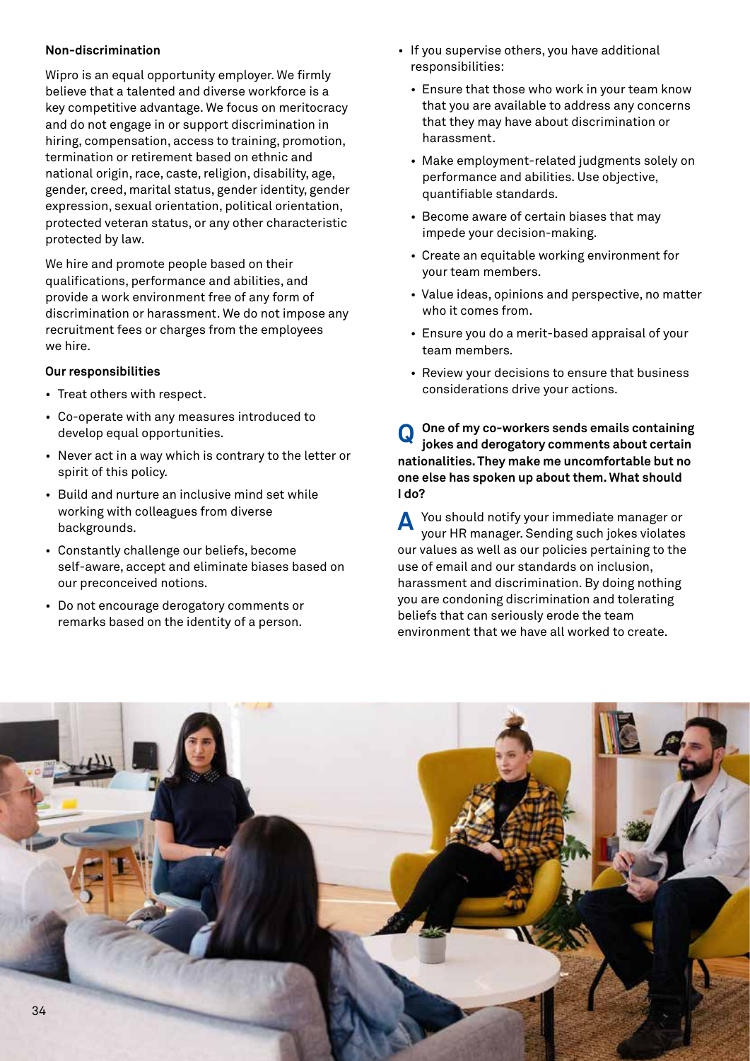### Non-discrimination

Wipro is an equal opportunity employer. We firmly believe that a talented and diverse workforce is a key competitive advantage. We focus on meritocracy and do not engage in or support discrimination in hiring, compensation, access to training, promotion, termination or retirement based on ethnic and national origin, race, caste, religion, disability, age, gender, creed, marital status, gender identity, gender expression, sexual orientation, political orientation, protected veteran status, or any other characteristic protected by law.

We hire and promote people based on their qualifications, performance and abilities, and provide a work environment free of any form of discrimination or harassment. We do not impose any recruitment fees or charges from the employees we hire.

#### Our responsibilities

- Treat others with respect.
- Co-operate with any measures introduced to develop equal opportunities.
- Never act in a way which is contrary to the letter or spirit of this policy.
- Build and nurture an inclusive mind set while working with colleagues from diverse backgrounds.
- Constantly challenge our beliefs, become self-aware, accept and eliminate biases based on our preconceived notions.
- Do not encourage derogatory comments or remarks based on the identity of a person.
- If you supervise others, you have additional responsibilities:
  - Ensure that those who work in your team know that you are available to address any concerns that they may have about discrimination or harassment.
  - Make employment-related judgments solely on performance and abilities. Use objective, quantifiable standards.
  - Become aware of certain biases that may impede your decision-making.
  - Create an equitable working environment for your team members.
  - Value ideas, opinions and perspective, no matter who it comes from.
  - Ensure you do a merit-based appraisal of your team members.
  - Review your decisions to ensure that business considerations drive your actions.

**Q One of my co-workers sends emails containing jokes and derogatory comments about certain nationalities. They make me uncomfortable but no one else has spoken up about them. What should I do?**

**A** You should notify your immediate manager or your HR manager. Sending such jokes violates our values as well as our policies pertaining to the use of email and our standards on inclusion, harassment and discrimination. By doing nothing you are condoning discrimination and tolerating beliefs that can seriously erode the team environment that we have all worked to create.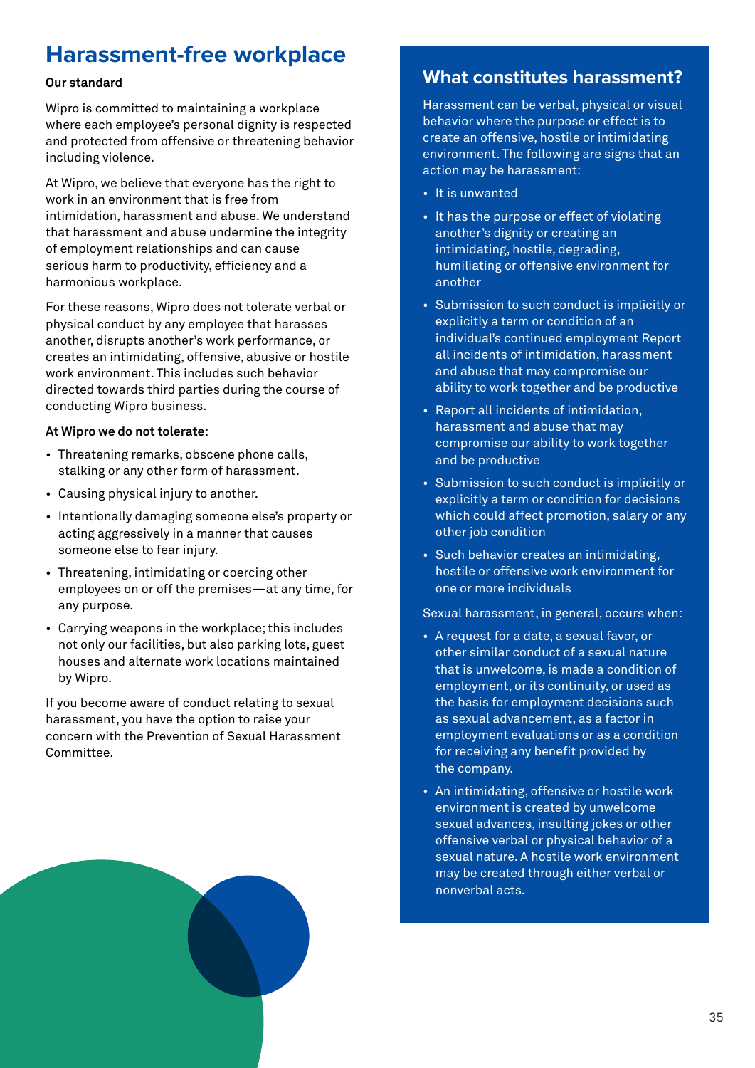# Harassment-free workplace

**Our standard**

Wipro is committed to maintaining a workplace where each employee's personal dignity is respected and protected from offensive or threatening behavior including violence.

At Wipro, we believe that everyone has the right to work in an environment that is free from intimidation, harassment and abuse. We understand that harassment and abuse undermine the integrity of employment relationships and can cause serious harm to productivity, efficiency and a harmonious workplace.

For these reasons, Wipro does not tolerate verbal or physical conduct by any employee that harasses another, disrupts another's work performance, or creates an intimidating, offensive, abusive or hostile work environment. This includes such behavior directed towards third parties during the course of conducting Wipro business.

**At Wipro we do not tolerate:**

- Threatening remarks, obscene phone calls, stalking or any other form of harassment.
- Causing physical injury to another.
- Intentionally damaging someone else's property or acting aggressively in a manner that causes someone else to fear injury.
- Threatening, intimidating or coercing other employees on or off the premises—at any time, for any purpose.
- Carrying weapons in the workplace; this includes not only our facilities, but also parking lots, guest houses and alternate work locations maintained by Wipro.

If you become aware of conduct relating to sexual harassment, you have the option to raise your concern with the Prevention of Sexual Harassment Committee.

## What constitutes harassment?

Harassment can be verbal, physical or visual behavior where the purpose or effect is to create an offensive, hostile or intimidating environment. The following are signs that an action may be harassment:

- It is unwanted
- It has the purpose or effect of violating another's dignity or creating an intimidating, hostile, degrading, humiliating or offensive environment for another
- Submission to such conduct is implicitly or explicitly a term or condition of an individual's continued employment Report all incidents of intimidation, harassment and abuse that may compromise our ability to work together and be productive
- Report all incidents of intimidation, harassment and abuse that may compromise our ability to work together and be productive
- Submission to such conduct is implicitly or explicitly a term or condition for decisions which could affect promotion, salary or any other job condition
- Such behavior creates an intimidating, hostile or offensive work environment for one or more individuals

Sexual harassment, in general, occurs when:

- A request for a date, a sexual favor, or other similar conduct of a sexual nature that is unwelcome, is made a condition of employment, or its continuity, or used as the basis for employment decisions such as sexual advancement, as a factor in employment evaluations or as a condition for receiving any benefit provided by the company.
- An intimidating, offensive or hostile work environment is created by unwelcome sexual advances, insulting jokes or other offensive verbal or physical behavior of a sexual nature. A hostile work environment may be created through either verbal or nonverbal acts.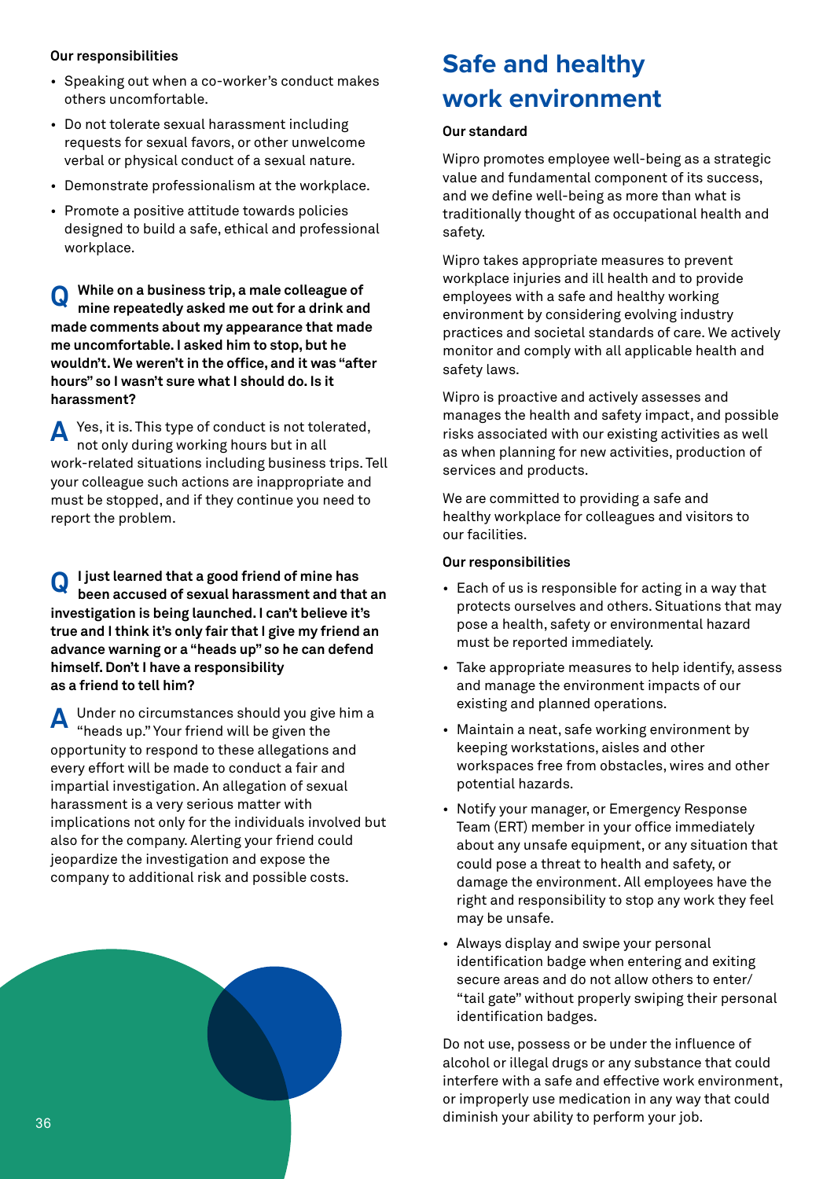**Our responsibilities**

- Speaking out when a co-worker's conduct makes others uncomfortable.
- Do not tolerate sexual harassment including requests for sexual favors, or other unwelcome verbal or physical conduct of a sexual nature.
- Demonstrate professionalism at the workplace.
- Promote a positive attitude towards policies designed to build a safe, ethical and professional workplace.

**Q While on a business trip, a male colleague of mine repeatedly asked me out for a drink and made comments about my appearance that made me uncomfortable. I asked him to stop, but he wouldn't. We weren't in the office, and it was "after hours" so I wasn't sure what I should do. Is it harassment?**

**A** Yes, it is. This type of conduct is not tolerated, not only during working hours but in all work-related situations including business trips. Tell your colleague such actions are inappropriate and must be stopped, and if they continue you need to report the problem.

**Q I just learned that a good friend of mine has been accused of sexual harassment and that an investigation is being launched. I can't believe it's true and I think it's only fair that I give my friend an advance warning or a "heads up" so he can defend himself. Don't I have a responsibility as a friend to tell him?**

**A** Under no circumstances should you give him a "heads up." Your friend will be given the opportunity to respond to these allegations and every effort will be made to conduct a fair and impartial investigation. An allegation of sexual harassment is a very serious matter with implications not only for the individuals involved but also for the company. Alerting your friend could jeopardize the investigation and expose the company to additional risk and possible costs.

## Safe and healthy work environment

**Our standard**

Wipro promotes employee well-being as a strategic value and fundamental component of its success, and we define well-being as more than what is traditionally thought of as occupational health and safety.

Wipro takes appropriate measures to prevent workplace injuries and ill health and to provide employees with a safe and healthy working environment by considering evolving industry practices and societal standards of care. We actively monitor and comply with all applicable health and safety laws.

Wipro is proactive and actively assesses and manages the health and safety impact, and possible risks associated with our existing activities as well as when planning for new activities, production of services and products.

We are committed to providing a safe and healthy workplace for colleagues and visitors to our facilities.

**Our responsibilities**

- Each of us is responsible for acting in a way that protects ourselves and others. Situations that may pose a health, safety or environmental hazard must be reported immediately.
- Take appropriate measures to help identify, assess and manage the environment impacts of our existing and planned operations.
- Maintain a neat, safe working environment by keeping workstations, aisles and other workspaces free from obstacles, wires and other potential hazards.
- Notify your manager, or Emergency Response Team (ERT) member in your office immediately about any unsafe equipment, or any situation that could pose a threat to health and safety, or damage the environment. All employees have the right and responsibility to stop any work they feel may be unsafe.
- Always display and swipe your personal identification badge when entering and exiting secure areas and do not allow others to enter/ "tail gate" without properly swiping their personal identification badges.

Do not use, possess or be under the influence of alcohol or illegal drugs or any substance that could interfere with a safe and effective work environment, or improperly use medication in any way that could diminish your ability to perform your job.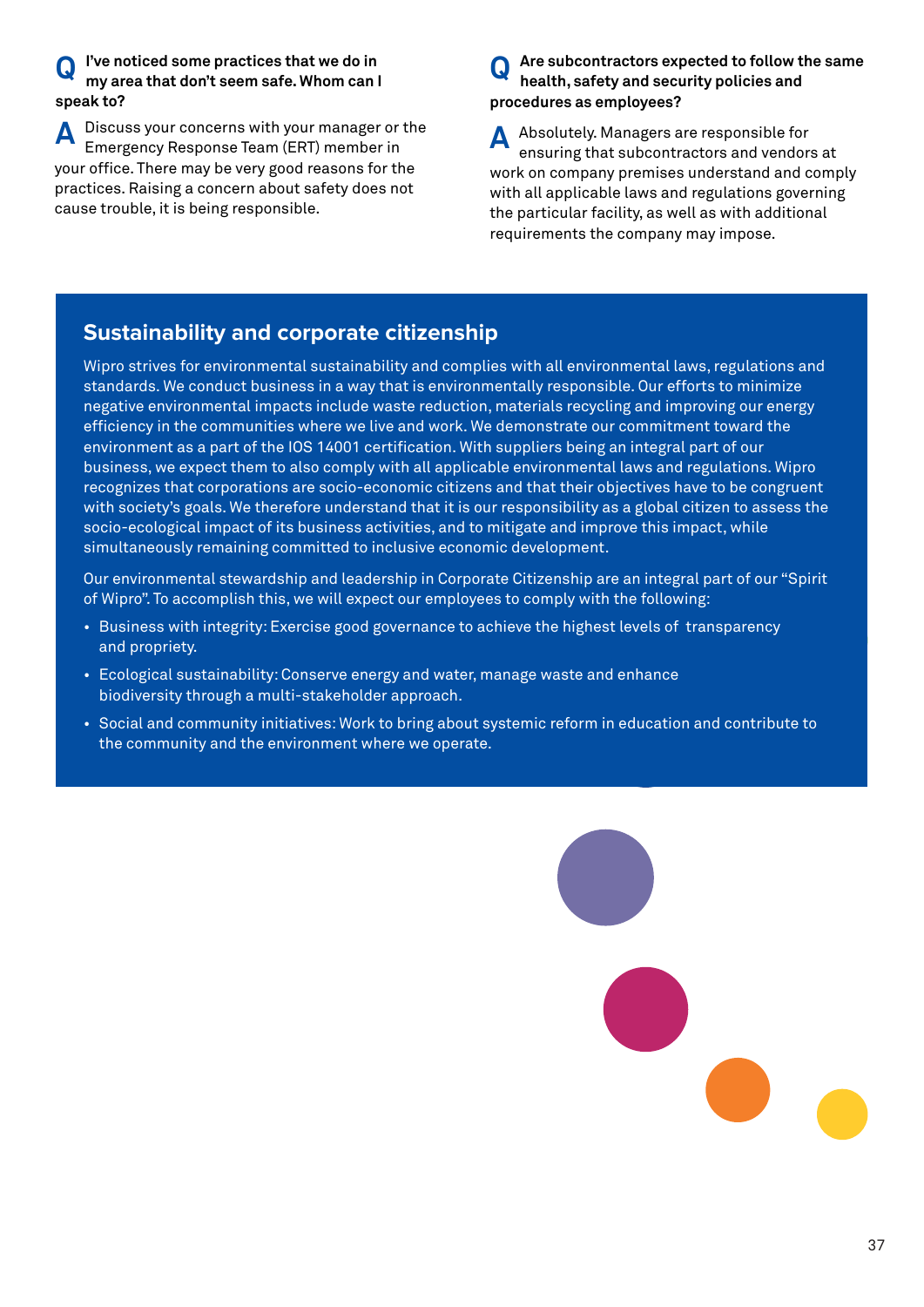**Q I've noticed some practices that we do in my area that don't seem safe. Whom can I speak to?**

**A** Discuss your concerns with your manager or the Emergency Response Team (ERT) member in your office. There may be very good reasons for the practices. Raising a concern about safety does not cause trouble, it is being responsible.

**Q Are subcontractors expected to follow the same health, safety and security policies and procedures as employees?**

**A** Absolutely. Managers are responsible for ensuring that subcontractors and vendors at work on company premises understand and comply with all applicable laws and regulations governing the particular facility, as well as with additional requirements the company may impose.

## Sustainability and corporate citizenship

Wipro strives for environmental sustainability and complies with all environmental laws, regulations and standards. We conduct business in a way that is environmentally responsible. Our efforts to minimize negative environmental impacts include waste reduction, materials recycling and improving our energy efficiency in the communities where we live and work. We demonstrate our commitment toward the environment as a part of the IOS 14001 certification. With suppliers being an integral part of our business, we expect them to also comply with all applicable environmental laws and regulations. Wipro recognizes that corporations are socio-economic citizens and that their objectives have to be congruent with society's goals. We therefore understand that it is our responsibility as a global citizen to assess the socio-ecological impact of its business activities, and to mitigate and improve this impact, while simultaneously remaining committed to inclusive economic development.

Our environmental stewardship and leadership in Corporate Citizenship are an integral part of our "Spirit of Wipro". To accomplish this, we will expect our employees to comply with the following:

- Business with integrity: Exercise good governance to achieve the highest levels of transparency and propriety.
- Ecological sustainability: Conserve energy and water, manage waste and enhance biodiversity through a multi-stakeholder approach.
- Social and community initiatives: Work to bring about systemic reform in education and contribute to the community and the environment where we operate.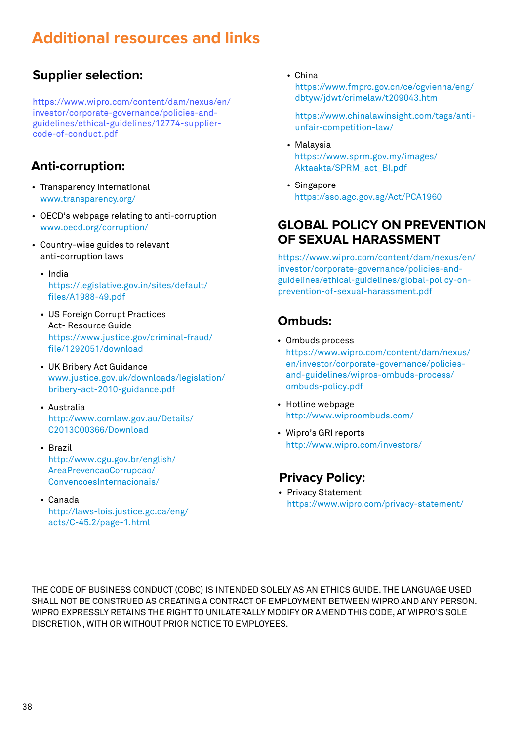# Additional resources and links

### Supplier selection:

https://www.wipro.com/content/dam/nexus/en/investor/corporate-governance/policies-and-guidelines/ethical-guidelines/12774-supplier-code-of-conduct.pdf

### Anti-corruption:

- Transparency International
  www.transparency.org/
- OECD's webpage relating to anti-corruption
  www.oecd.org/corruption/
- Country-wise guides to relevant anti-corruption laws
  - India
    https://legislative.gov.in/sites/default/files/A1988-49.pdf
  - US Foreign Corrupt Practices Act- Resource Guide
    https://www.justice.gov/criminal-fraud/file/1292051/download
  - UK Bribery Act Guidance
    www.justice.gov.uk/downloads/legislation/bribery-act-2010-guidance.pdf
  - Australia
    http://www.comlaw.gov.au/Details/C2013C00366/Download
  - Brazil
    http://www.cgu.gov.br/english/AreaPrevencaoCorrupcao/ConvencoesInternacionais/
  - Canada
    http://laws-lois.justice.gc.ca/eng/acts/C-45.2/page-1.html
  - China
    https://www.fmprc.gov.cn/ce/cgvienna/eng/dbtyw/jdwt/crimelaw/t209043.htm

    https://www.chinalawinsight.com/tags/anti-unfair-competition-law/
  - Malaysia
    https://www.sprm.gov.my/images/Aktaakta/SPRM_act_BI.pdf
  - Singapore
    https://sso.agc.gov.sg/Act/PCA1960

### GLOBAL POLICY ON PREVENTION OF SEXUAL HARASSMENT

https://www.wipro.com/content/dam/nexus/en/investor/corporate-governance/policies-and-guidelines/ethical-guidelines/global-policy-on-prevention-of-sexual-harassment.pdf

### Ombuds:

- Ombuds process
  https://www.wipro.com/content/dam/nexus/en/investor/corporate-governance/policies-and-guidelines/wipros-ombuds-process/ombuds-policy.pdf
- Hotline webpage
  http://www.wiproombuds.com/
- Wipro's GRI reports
  http://www.wipro.com/investors/

### Privacy Policy:

- Privacy Statement
  https://www.wipro.com/privacy-statement/

THE CODE OF BUSINESS CONDUCT (COBC) IS INTENDED SOLELY AS AN ETHICS GUIDE. THE LANGUAGE USED SHALL NOT BE CONSTRUED AS CREATING A CONTRACT OF EMPLOYMENT BETWEEN WIPRO AND ANY PERSON. WIPRO EXPRESSLY RETAINS THE RIGHT TO UNILATERALLY MODIFY OR AMEND THIS CODE, AT WIPRO'S SOLE DISCRETION, WITH OR WITHOUT PRIOR NOTICE TO EMPLOYEES.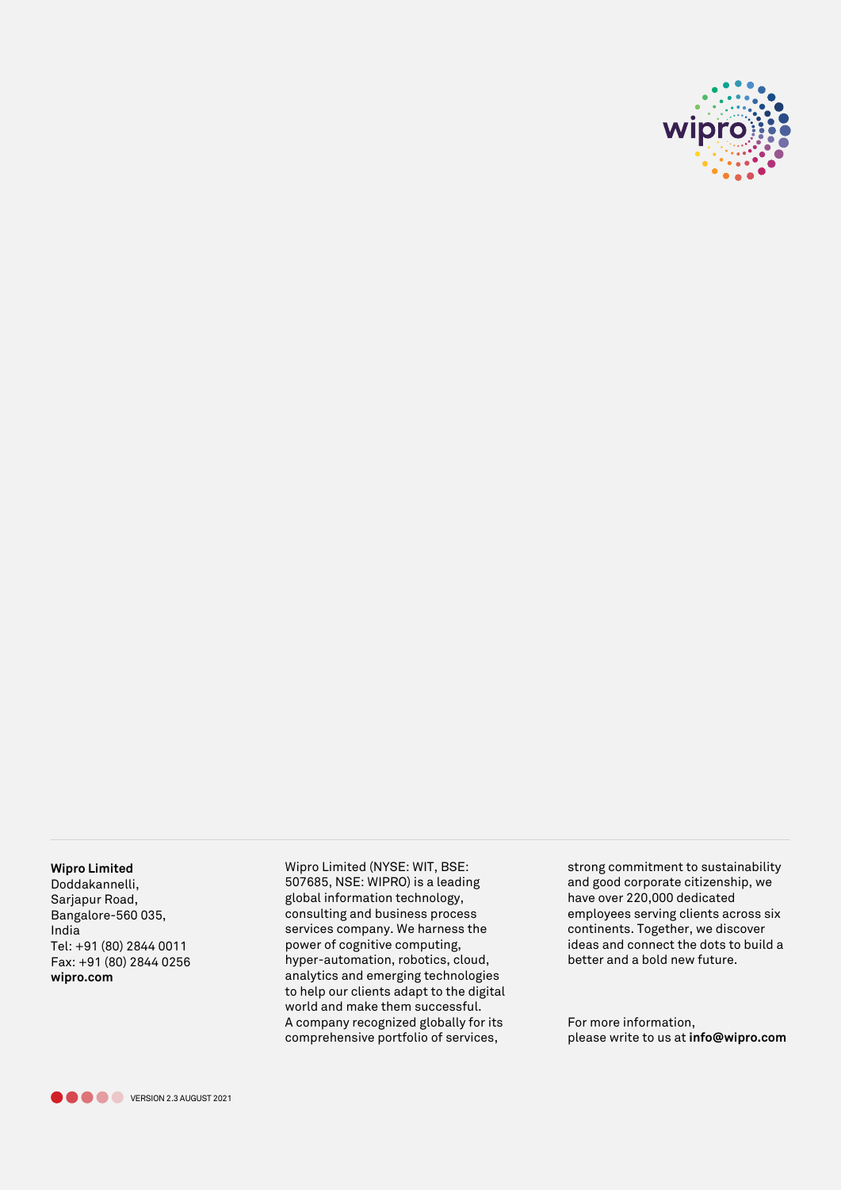**Wipro Limited**
Doddakannelli,
Sarjapur Road,
Bangalore-560 035,
India
Tel: +91 (80) 2844 0011
Fax: +91 (80) 2844 0256
**wipro.com**

Wipro Limited (NYSE: WIT, BSE: 507685, NSE: WIPRO) is a leading global information technology, consulting and business process services company. We harness the power of cognitive computing, hyper-automation, robotics, cloud, analytics and emerging technologies to help our clients adapt to the digital world and make them successful. A company recognized globally for its comprehensive portfolio of services, strong commitment to sustainability and good corporate citizenship, we have over 220,000 dedicated employees serving clients across six continents. Together, we discover ideas and connect the dots to build a better and a bold new future.

For more information, please write to us at **info@wipro.com**

VERSION 2.3 AUGUST 2021